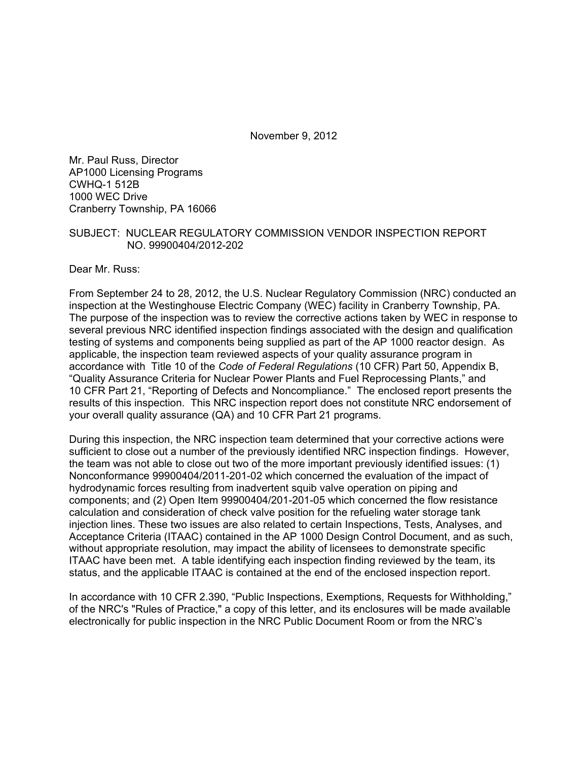November 9, 2012

Mr. Paul Russ, Director
AP1000 Licensing Programs
CWHQ-1 512B
1000 WEC Drive
Cranberry Township, PA 16066

SUBJECT: NUCLEAR REGULATORY COMMISSION VENDOR INSPECTION REPORT NO. 99900404/2012-202

Dear Mr. Russ:

From September 24 to 28, 2012, the U.S. Nuclear Regulatory Commission (NRC) conducted an inspection at the Westinghouse Electric Company (WEC) facility in Cranberry Township, PA. The purpose of the inspection was to review the corrective actions taken by WEC in response to several previous NRC identified inspection findings associated with the design and qualification testing of systems and components being supplied as part of the AP 1000 reactor design. As applicable, the inspection team reviewed aspects of your quality assurance program in accordance with Title 10 of the *Code of Federal Regulations* (10 CFR) Part 50, Appendix B, "Quality Assurance Criteria for Nuclear Power Plants and Fuel Reprocessing Plants," and 10 CFR Part 21, "Reporting of Defects and Noncompliance." The enclosed report presents the results of this inspection. This NRC inspection report does not constitute NRC endorsement of your overall quality assurance (QA) and 10 CFR Part 21 programs.

During this inspection, the NRC inspection team determined that your corrective actions were sufficient to close out a number of the previously identified NRC inspection findings. However, the team was not able to close out two of the more important previously identified issues: (1) Nonconformance 99900404/2011-201-02 which concerned the evaluation of the impact of hydrodynamic forces resulting from inadvertent squib valve operation on piping and components; and (2) Open Item 99900404/201-201-05 which concerned the flow resistance calculation and consideration of check valve position for the refueling water storage tank injection lines. These two issues are also related to certain Inspections, Tests, Analyses, and Acceptance Criteria (ITAAC) contained in the AP 1000 Design Control Document, and as such, without appropriate resolution, may impact the ability of licensees to demonstrate specific ITAAC have been met. A table identifying each inspection finding reviewed by the team, its status, and the applicable ITAAC is contained at the end of the enclosed inspection report.

In accordance with 10 CFR 2.390, "Public Inspections, Exemptions, Requests for Withholding," of the NRC's "Rules of Practice," a copy of this letter, and its enclosures will be made available electronically for public inspection in the NRC Public Document Room or from the NRC's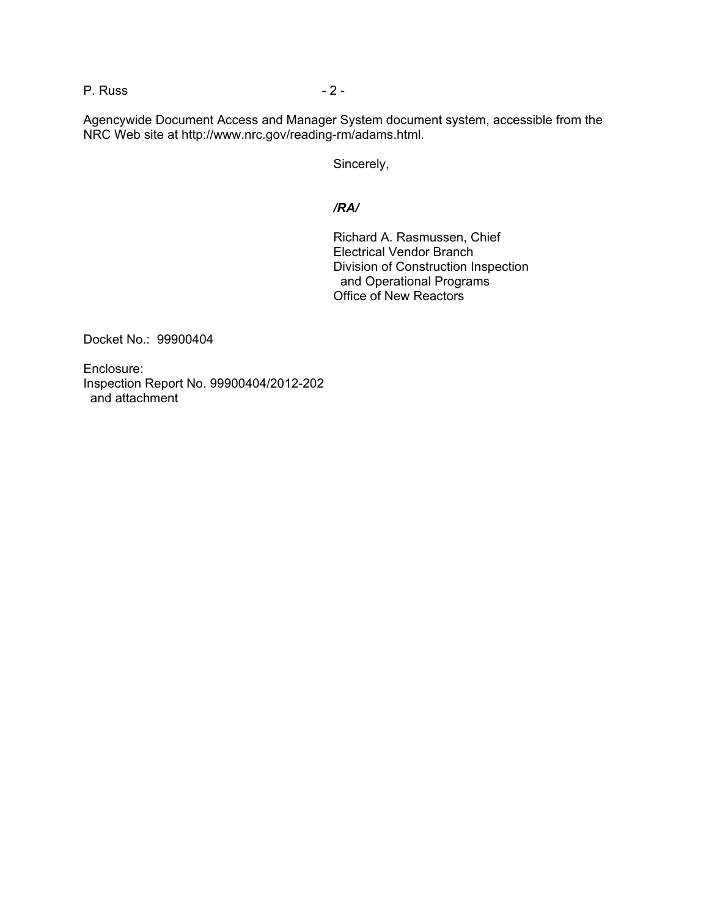Agencywide Document Access and Manager System document system, accessible from the NRC Web site at http://www.nrc.gov/reading-rm/adams.html.

Sincerely,

***/RA/***

Richard A. Rasmussen, Chief
Electrical Vendor Branch
Division of Construction Inspection
and Operational Programs
Office of New Reactors

Docket No.: 99900404

Enclosure:
Inspection Report No. 99900404/2012-202
and attachment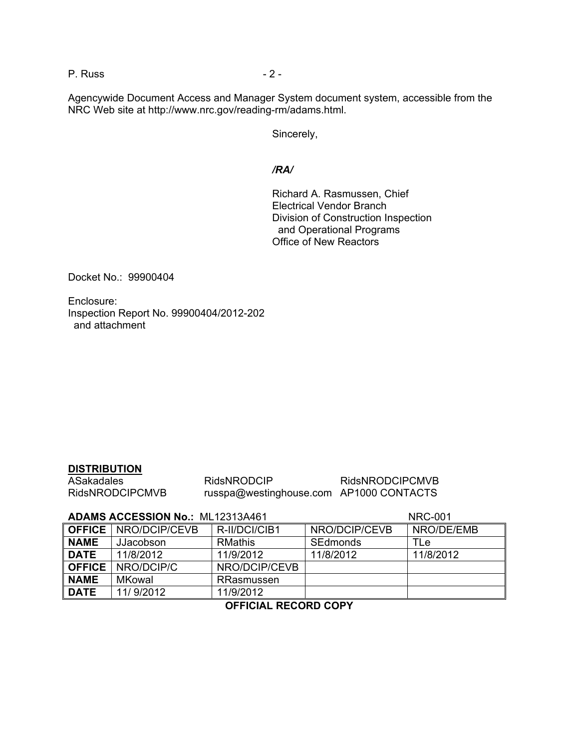Agencywide Document Access and Manager System document system, accessible from the NRC Web site at http://www.nrc.gov/reading-rm/adams.html.

Sincerely,

*/RA/*

Richard A. Rasmussen, Chief
Electrical Vendor Branch
Division of Construction Inspection
and Operational Programs
Office of New Reactors

Docket No.: 99900404

Enclosure:
Inspection Report No. 99900404/2012-202
and attachment

**DISTRIBUTION**

| | | |
|---|---|---|
| ASakadales | RidsNRODCIP | RidsNRODCIPCMVB |
| RidsNRODCIPCMVB | russpa@westinghouse.com | AP1000 CONTACTS |

**ADAMS ACCESSION No.:** ML12313A461 NRC-001

| **OFFICE** | NRO/DCIP/CEVB | R-II/DCI/CIB1 | NRO/DCIP/CEVB | NRO/DE/EMB |
|---|---|---|---|---|
| **NAME** | JJacobson | RMathis | SEdmonds | TLe |
| **DATE** | 11/8/2012 | 11/9/2012 | 11/8/2012 | 11/8/2012 |
| **OFFICE** | NRO/DCIP/C | NRO/DCIP/CEVB | | |
| **NAME** | MKowal | RRasmussen | | |
| **DATE** | 11/ 9/2012 | 11/9/2012 | | |

**OFFICIAL RECORD COPY**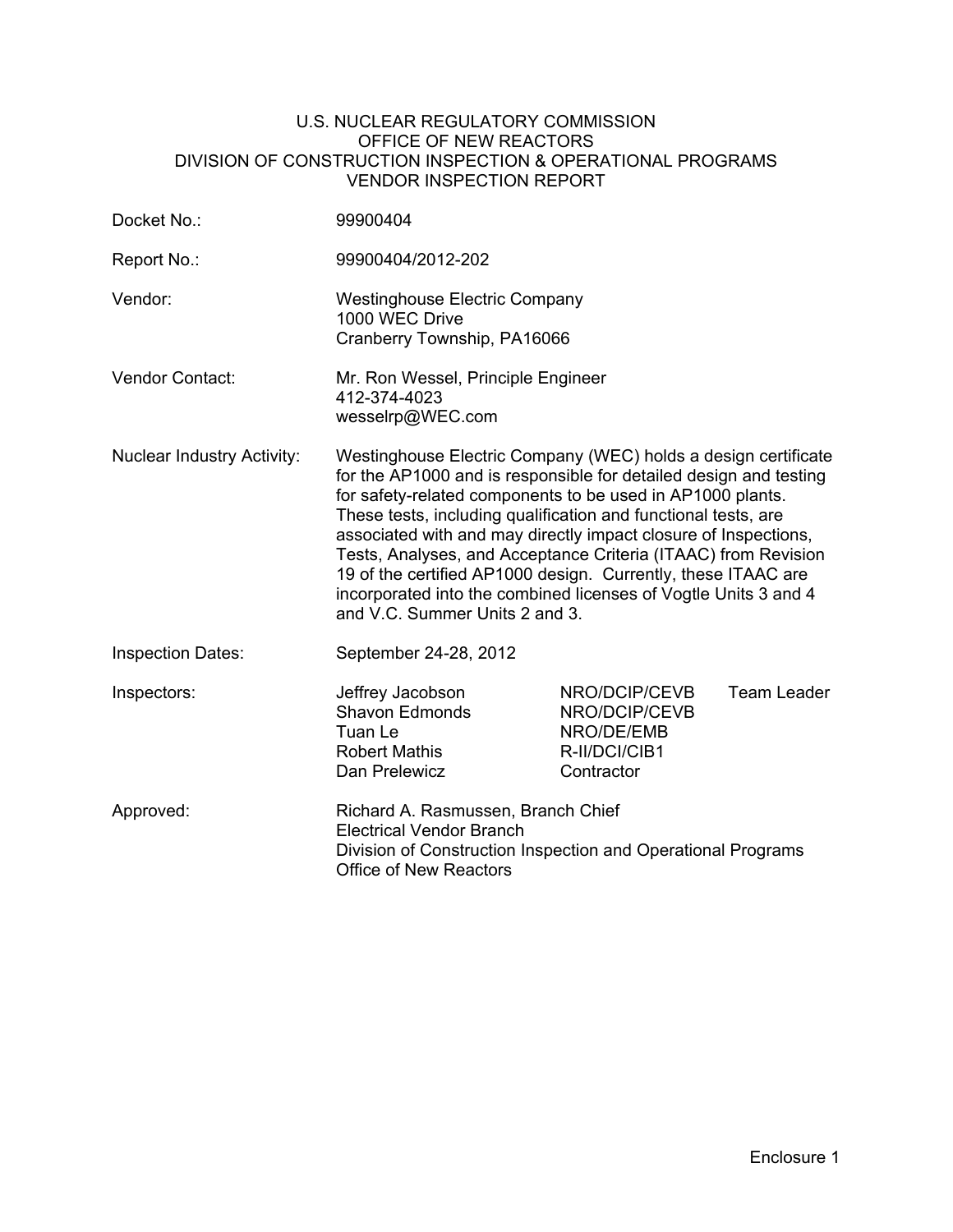U.S. NUCLEAR REGULATORY COMMISSION
OFFICE OF NEW REACTORS
DIVISION OF CONSTRUCTION INSPECTION & OPERATIONAL PROGRAMS
VENDOR INSPECTION REPORT

| | |
|---|---|
| Docket No.: | 99900404 |
| Report No.: | 99900404/2012-202 |
| Vendor: | Westinghouse Electric Company<br>1000 WEC Drive<br>Cranberry Township, PA16066 |
| Vendor Contact: | Mr. Ron Wessel, Principle Engineer<br>412-374-4023<br>wesselrp@WEC.com |
| Nuclear Industry Activity: | Westinghouse Electric Company (WEC) holds a design certificate for the AP1000 and is responsible for detailed design and testing for safety-related components to be used in AP1000 plants. These tests, including qualification and functional tests, are associated with and may directly impact closure of Inspections, Tests, Analyses, and Acceptance Criteria (ITAAC) from Revision 19 of the certified AP1000 design. Currently, these ITAAC are incorporated into the combined licenses of Vogtle Units 3 and 4 and V.C. Summer Units 2 and 3. |
| Inspection Dates: | September 24-28, 2012 |

| Inspectors: | | | |
|---|---|---|---|
| | Jeffrey Jacobson | NRO/DCIP/CEVB | Team Leader |
| | Shavon Edmonds | NRO/DCIP/CEVB | |
| | Tuan Le | NRO/DE/EMB | |
| | Robert Mathis | R-II/DCI/CIB1 | |
| | Dan Prelewicz | Contractor | |

Approved: Richard A. Rasmussen, Branch Chief
Electrical Vendor Branch
Division of Construction Inspection and Operational Programs
Office of New Reactors

Enclosure 1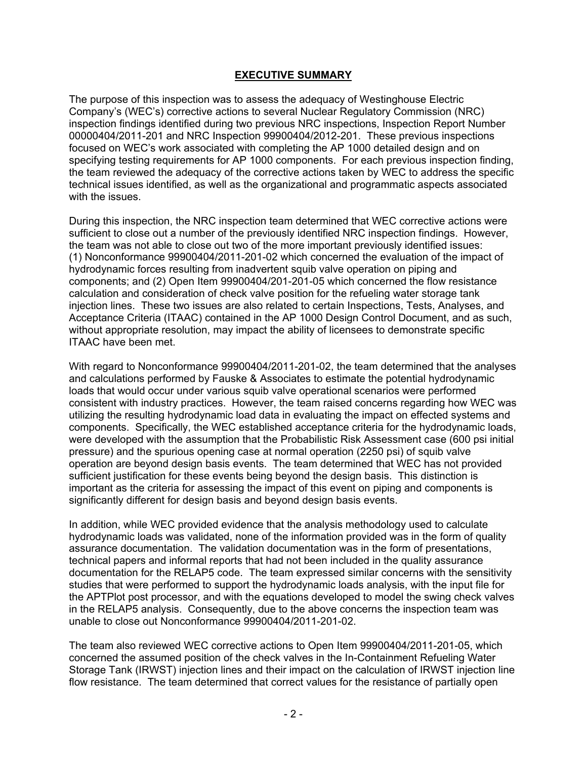# EXECUTIVE SUMMARY

The purpose of this inspection was to assess the adequacy of Westinghouse Electric Company's (WEC's) corrective actions to several Nuclear Regulatory Commission (NRC) inspection findings identified during two previous NRC inspections, Inspection Report Number 00000404/2011-201 and NRC Inspection 99900404/2012-201. These previous inspections focused on WEC's work associated with completing the AP 1000 detailed design and on specifying testing requirements for AP 1000 components. For each previous inspection finding, the team reviewed the adequacy of the corrective actions taken by WEC to address the specific technical issues identified, as well as the organizational and programmatic aspects associated with the issues.

During this inspection, the NRC inspection team determined that WEC corrective actions were sufficient to close out a number of the previously identified NRC inspection findings. However, the team was not able to close out two of the more important previously identified issues: (1) Nonconformance 99900404/2011-201-02 which concerned the evaluation of the impact of hydrodynamic forces resulting from inadvertent squib valve operation on piping and components; and (2) Open Item 99900404/201-201-05 which concerned the flow resistance calculation and consideration of check valve position for the refueling water storage tank injection lines. These two issues are also related to certain Inspections, Tests, Analyses, and Acceptance Criteria (ITAAC) contained in the AP 1000 Design Control Document, and as such, without appropriate resolution, may impact the ability of licensees to demonstrate specific ITAAC have been met.

With regard to Nonconformance 99900404/2011-201-02, the team determined that the analyses and calculations performed by Fauske & Associates to estimate the potential hydrodynamic loads that would occur under various squib valve operational scenarios were performed consistent with industry practices. However, the team raised concerns regarding how WEC was utilizing the resulting hydrodynamic load data in evaluating the impact on effected systems and components. Specifically, the WEC established acceptance criteria for the hydrodynamic loads, were developed with the assumption that the Probabilistic Risk Assessment case (600 psi initial pressure) and the spurious opening case at normal operation (2250 psi) of squib valve operation are beyond design basis events. The team determined that WEC has not provided sufficient justification for these events being beyond the design basis. This distinction is important as the criteria for assessing the impact of this event on piping and components is significantly different for design basis and beyond design basis events.

In addition, while WEC provided evidence that the analysis methodology used to calculate hydrodynamic loads was validated, none of the information provided was in the form of quality assurance documentation. The validation documentation was in the form of presentations, technical papers and informal reports that had not been included in the quality assurance documentation for the RELAP5 code. The team expressed similar concerns with the sensitivity studies that were performed to support the hydrodynamic loads analysis, with the input file for the APTPlot post processor, and with the equations developed to model the swing check valves in the RELAP5 analysis. Consequently, due to the above concerns the inspection team was unable to close out Nonconformance 99900404/2011-201-02.

The team also reviewed WEC corrective actions to Open Item 99900404/2011-201-05, which concerned the assumed position of the check valves in the In-Containment Refueling Water Storage Tank (IRWST) injection lines and their impact on the calculation of IRWST injection line flow resistance. The team determined that correct values for the resistance of partially open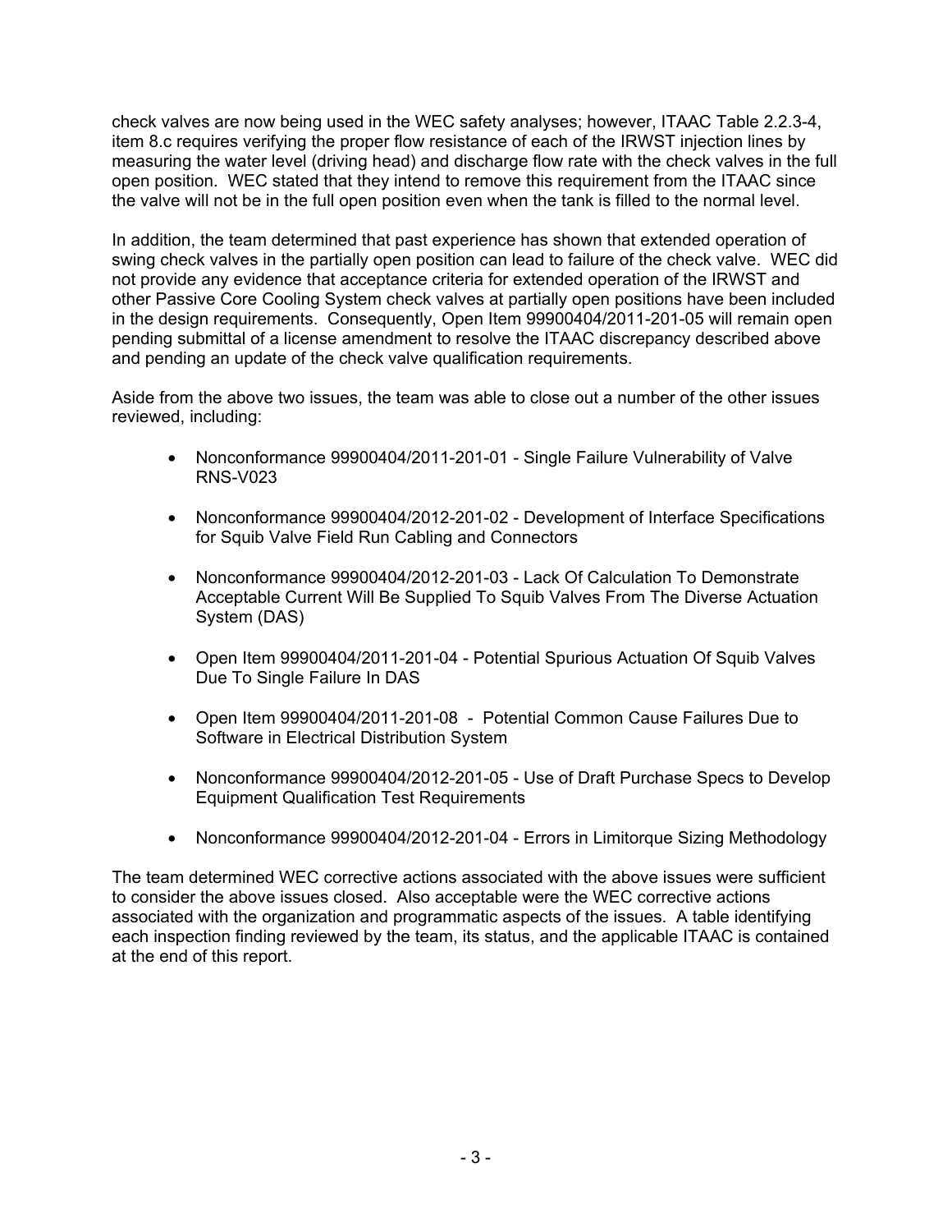check valves are now being used in the WEC safety analyses; however, ITAAC Table 2.2.3-4, item 8.c requires verifying the proper flow resistance of each of the IRWST injection lines by measuring the water level (driving head) and discharge flow rate with the check valves in the full open position. WEC stated that they intend to remove this requirement from the ITAAC since the valve will not be in the full open position even when the tank is filled to the normal level.

In addition, the team determined that past experience has shown that extended operation of swing check valves in the partially open position can lead to failure of the check valve. WEC did not provide any evidence that acceptance criteria for extended operation of the IRWST and other Passive Core Cooling System check valves at partially open positions have been included in the design requirements. Consequently, Open Item 99900404/2011-201-05 will remain open pending submittal of a license amendment to resolve the ITAAC discrepancy described above and pending an update of the check valve qualification requirements.

Aside from the above two issues, the team was able to close out a number of the other issues reviewed, including:

- Nonconformance 99900404/2011-201-01 - Single Failure Vulnerability of Valve RNS-V023
- Nonconformance 99900404/2012-201-02 - Development of Interface Specifications for Squib Valve Field Run Cabling and Connectors
- Nonconformance 99900404/2012-201-03 - Lack Of Calculation To Demonstrate Acceptable Current Will Be Supplied To Squib Valves From The Diverse Actuation System (DAS)
- Open Item 99900404/2011-201-04 - Potential Spurious Actuation Of Squib Valves Due To Single Failure In DAS
- Open Item 99900404/2011-201-08 - Potential Common Cause Failures Due to Software in Electrical Distribution System
- Nonconformance 99900404/2012-201-05 - Use of Draft Purchase Specs to Develop Equipment Qualification Test Requirements
- Nonconformance 99900404/2012-201-04 - Errors in Limitorque Sizing Methodology

The team determined WEC corrective actions associated with the above issues were sufficient to consider the above issues closed. Also acceptable were the WEC corrective actions associated with the organization and programmatic aspects of the issues. A table identifying each inspection finding reviewed by the team, its status, and the applicable ITAAC is contained at the end of this report.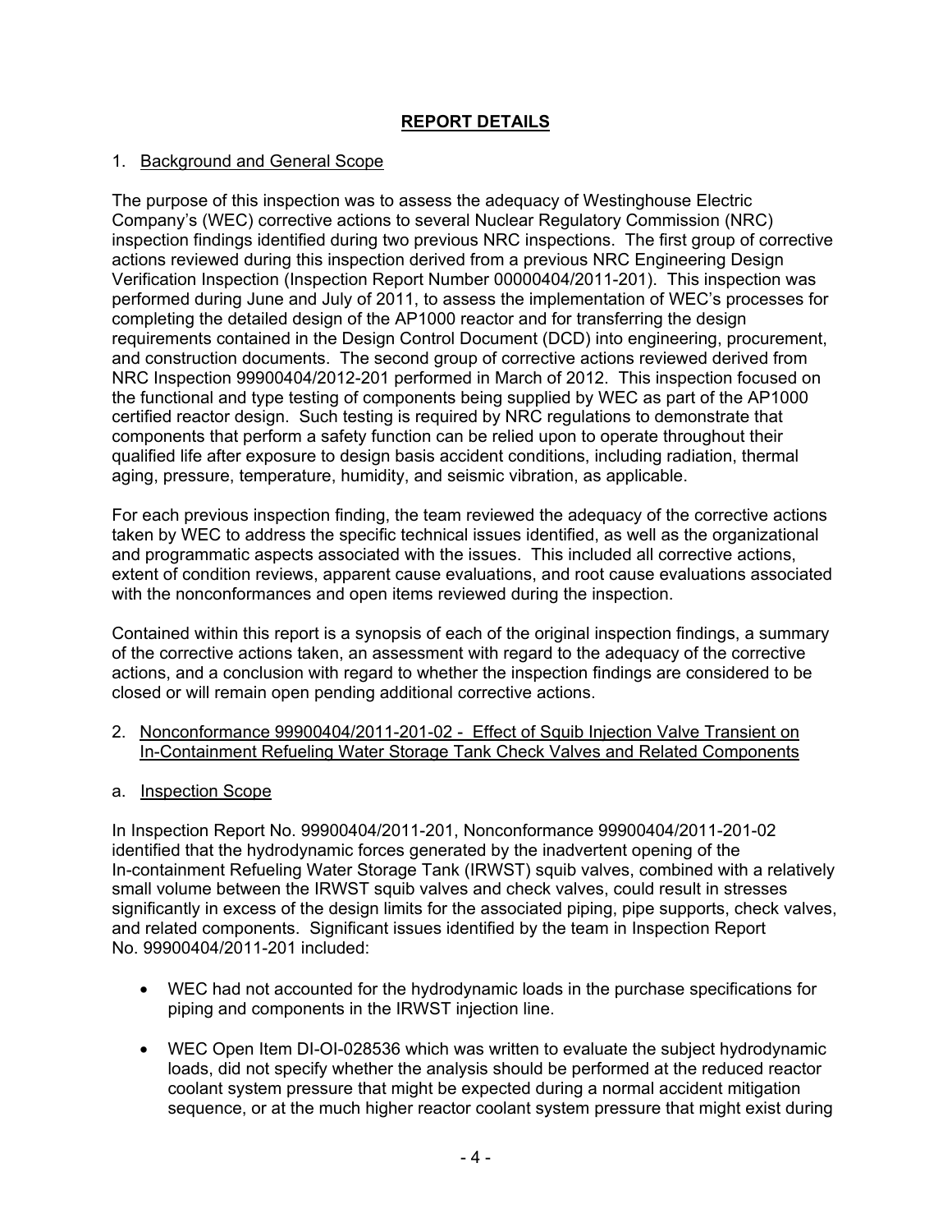## REPORT DETAILS

1. Background and General Scope

The purpose of this inspection was to assess the adequacy of Westinghouse Electric Company's (WEC) corrective actions to several Nuclear Regulatory Commission (NRC) inspection findings identified during two previous NRC inspections. The first group of corrective actions reviewed during this inspection derived from a previous NRC Engineering Design Verification Inspection (Inspection Report Number 00000404/2011-201). This inspection was performed during June and July of 2011, to assess the implementation of WEC's processes for completing the detailed design of the AP1000 reactor and for transferring the design requirements contained in the Design Control Document (DCD) into engineering, procurement, and construction documents. The second group of corrective actions reviewed derived from NRC Inspection 99900404/2012-201 performed in March of 2012. This inspection focused on the functional and type testing of components being supplied by WEC as part of the AP1000 certified reactor design. Such testing is required by NRC regulations to demonstrate that components that perform a safety function can be relied upon to operate throughout their qualified life after exposure to design basis accident conditions, including radiation, thermal aging, pressure, temperature, humidity, and seismic vibration, as applicable.

For each previous inspection finding, the team reviewed the adequacy of the corrective actions taken by WEC to address the specific technical issues identified, as well as the organizational and programmatic aspects associated with the issues. This included all corrective actions, extent of condition reviews, apparent cause evaluations, and root cause evaluations associated with the nonconformances and open items reviewed during the inspection.

Contained within this report is a synopsis of each of the original inspection findings, a summary of the corrective actions taken, an assessment with regard to the adequacy of the corrective actions, and a conclusion with regard to whether the inspection findings are considered to be closed or will remain open pending additional corrective actions.

2. Nonconformance 99900404/2011-201-02 - Effect of Squib Injection Valve Transient on In-Containment Refueling Water Storage Tank Check Valves and Related Components

a. Inspection Scope

In Inspection Report No. 99900404/2011-201, Nonconformance 99900404/2011-201-02 identified that the hydrodynamic forces generated by the inadvertent opening of the In-containment Refueling Water Storage Tank (IRWST) squib valves, combined with a relatively small volume between the IRWST squib valves and check valves, could result in stresses significantly in excess of the design limits for the associated piping, pipe supports, check valves, and related components. Significant issues identified by the team in Inspection Report No. 99900404/2011-201 included:

- WEC had not accounted for the hydrodynamic loads in the purchase specifications for piping and components in the IRWST injection line.
- WEC Open Item DI-OI-028536 which was written to evaluate the subject hydrodynamic loads, did not specify whether the analysis should be performed at the reduced reactor coolant system pressure that might be expected during a normal accident mitigation sequence, or at the much higher reactor coolant system pressure that might exist during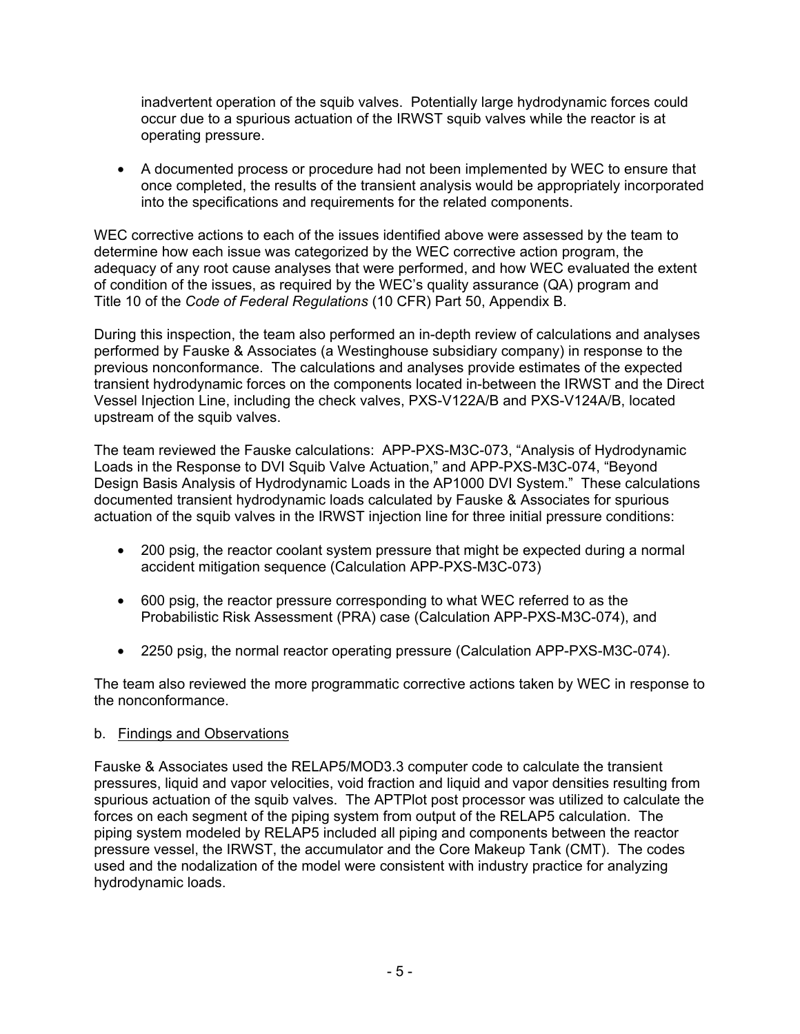inadvertent operation of the squib valves. Potentially large hydrodynamic forces could occur due to a spurious actuation of the IRWST squib valves while the reactor is at operating pressure.

- A documented process or procedure had not been implemented by WEC to ensure that once completed, the results of the transient analysis would be appropriately incorporated into the specifications and requirements for the related components.

WEC corrective actions to each of the issues identified above were assessed by the team to determine how each issue was categorized by the WEC corrective action program, the adequacy of any root cause analyses that were performed, and how WEC evaluated the extent of condition of the issues, as required by the WEC's quality assurance (QA) program and Title 10 of the *Code of Federal Regulations* (10 CFR) Part 50, Appendix B.

During this inspection, the team also performed an in-depth review of calculations and analyses performed by Fauske & Associates (a Westinghouse subsidiary company) in response to the previous nonconformance. The calculations and analyses provide estimates of the expected transient hydrodynamic forces on the components located in-between the IRWST and the Direct Vessel Injection Line, including the check valves, PXS-V122A/B and PXS-V124A/B, located upstream of the squib valves.

The team reviewed the Fauske calculations: APP-PXS-M3C-073, "Analysis of Hydrodynamic Loads in the Response to DVI Squib Valve Actuation," and APP-PXS-M3C-074, "Beyond Design Basis Analysis of Hydrodynamic Loads in the AP1000 DVI System." These calculations documented transient hydrodynamic loads calculated by Fauske & Associates for spurious actuation of the squib valves in the IRWST injection line for three initial pressure conditions:

- 200 psig, the reactor coolant system pressure that might be expected during a normal accident mitigation sequence (Calculation APP-PXS-M3C-073)
- 600 psig, the reactor pressure corresponding to what WEC referred to as the Probabilistic Risk Assessment (PRA) case (Calculation APP-PXS-M3C-074), and
- 2250 psig, the normal reactor operating pressure (Calculation APP-PXS-M3C-074).

The team also reviewed the more programmatic corrective actions taken by WEC in response to the nonconformance.

b. Findings and Observations

Fauske & Associates used the RELAP5/MOD3.3 computer code to calculate the transient pressures, liquid and vapor velocities, void fraction and liquid and vapor densities resulting from spurious actuation of the squib valves. The APTPlot post processor was utilized to calculate the forces on each segment of the piping system from output of the RELAP5 calculation. The piping system modeled by RELAP5 included all piping and components between the reactor pressure vessel, the IRWST, the accumulator and the Core Makeup Tank (CMT). The codes used and the nodalization of the model were consistent with industry practice for analyzing hydrodynamic loads.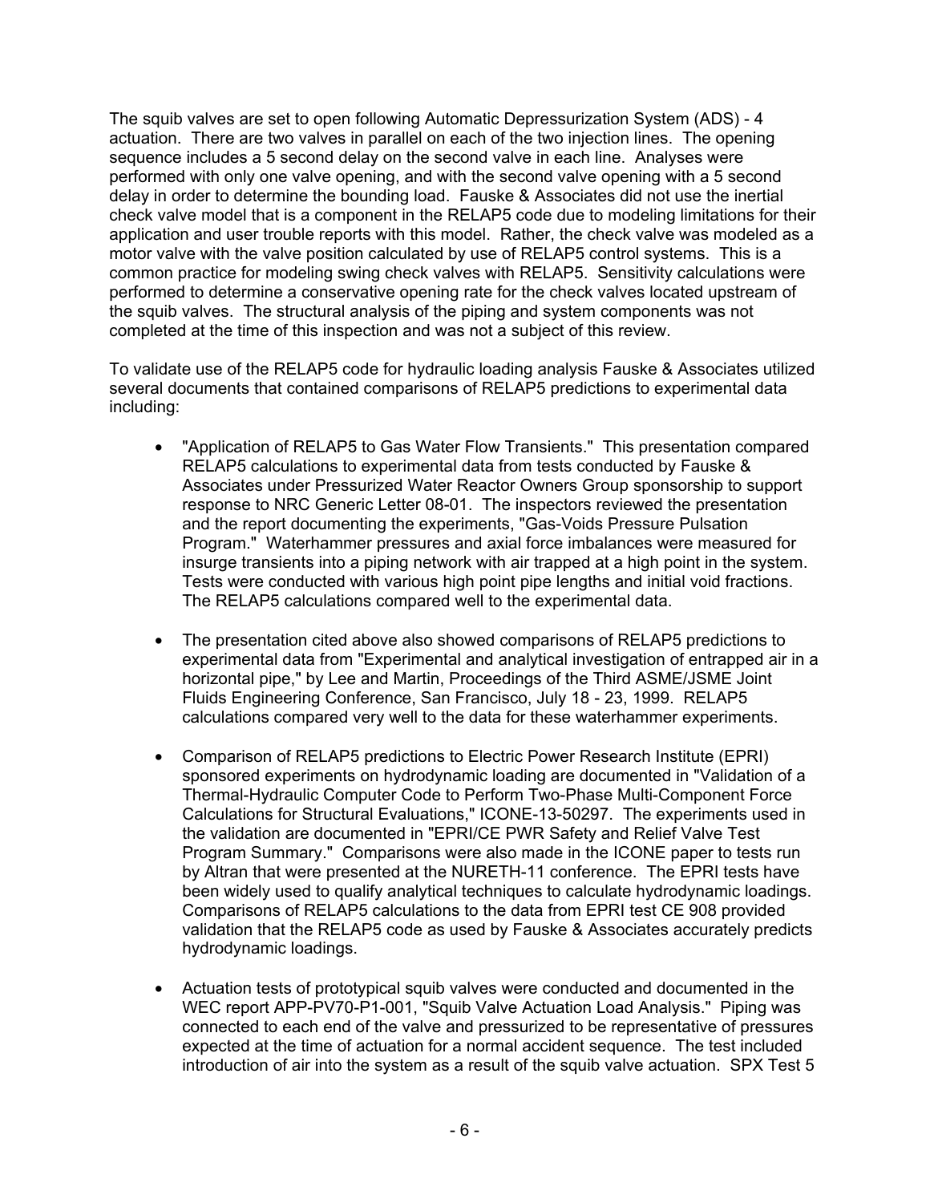The squib valves are set to open following Automatic Depressurization System (ADS) - 4 actuation. There are two valves in parallel on each of the two injection lines. The opening sequence includes a 5 second delay on the second valve in each line. Analyses were performed with only one valve opening, and with the second valve opening with a 5 second delay in order to determine the bounding load. Fauske & Associates did not use the inertial check valve model that is a component in the RELAP5 code due to modeling limitations for their application and user trouble reports with this model. Rather, the check valve was modeled as a motor valve with the valve position calculated by use of RELAP5 control systems. This is a common practice for modeling swing check valves with RELAP5. Sensitivity calculations were performed to determine a conservative opening rate for the check valves located upstream of the squib valves. The structural analysis of the piping and system components was not completed at the time of this inspection and was not a subject of this review.

To validate use of the RELAP5 code for hydraulic loading analysis Fauske & Associates utilized several documents that contained comparisons of RELAP5 predictions to experimental data including:

- "Application of RELAP5 to Gas Water Flow Transients." This presentation compared RELAP5 calculations to experimental data from tests conducted by Fauske & Associates under Pressurized Water Reactor Owners Group sponsorship to support response to NRC Generic Letter 08-01. The inspectors reviewed the presentation and the report documenting the experiments, "Gas-Voids Pressure Pulsation Program." Waterhammer pressures and axial force imbalances were measured for insurge transients into a piping network with air trapped at a high point in the system. Tests were conducted with various high point pipe lengths and initial void fractions. The RELAP5 calculations compared well to the experimental data.

- The presentation cited above also showed comparisons of RELAP5 predictions to experimental data from "Experimental and analytical investigation of entrapped air in a horizontal pipe," by Lee and Martin, Proceedings of the Third ASME/JSME Joint Fluids Engineering Conference, San Francisco, July 18 - 23, 1999. RELAP5 calculations compared very well to the data for these waterhammer experiments.

- Comparison of RELAP5 predictions to Electric Power Research Institute (EPRI) sponsored experiments on hydrodynamic loading are documented in "Validation of a Thermal-Hydraulic Computer Code to Perform Two-Phase Multi-Component Force Calculations for Structural Evaluations," ICONE-13-50297. The experiments used in the validation are documented in "EPRI/CE PWR Safety and Relief Valve Test Program Summary." Comparisons were also made in the ICONE paper to tests run by Altran that were presented at the NURETH-11 conference. The EPRI tests have been widely used to qualify analytical techniques to calculate hydrodynamic loadings. Comparisons of RELAP5 calculations to the data from EPRI test CE 908 provided validation that the RELAP5 code as used by Fauske & Associates accurately predicts hydrodynamic loadings.

- Actuation tests of prototypical squib valves were conducted and documented in the WEC report APP-PV70-P1-001, "Squib Valve Actuation Load Analysis." Piping was connected to each end of the valve and pressurized to be representative of pressures expected at the time of actuation for a normal accident sequence. The test included introduction of air into the system as a result of the squib valve actuation. SPX Test 5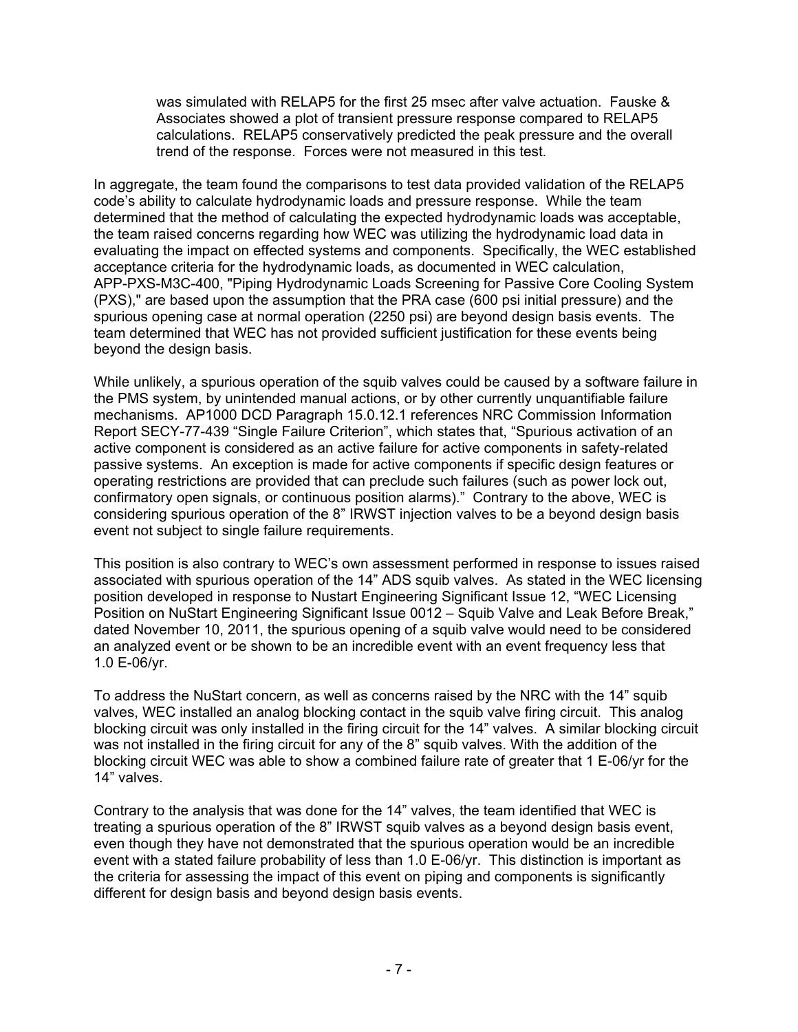was simulated with RELAP5 for the first 25 msec after valve actuation. Fauske & Associates showed a plot of transient pressure response compared to RELAP5 calculations. RELAP5 conservatively predicted the peak pressure and the overall trend of the response. Forces were not measured in this test.

In aggregate, the team found the comparisons to test data provided validation of the RELAP5 code's ability to calculate hydrodynamic loads and pressure response. While the team determined that the method of calculating the expected hydrodynamic loads was acceptable, the team raised concerns regarding how WEC was utilizing the hydrodynamic load data in evaluating the impact on effected systems and components. Specifically, the WEC established acceptance criteria for the hydrodynamic loads, as documented in WEC calculation, APP-PXS-M3C-400, "Piping Hydrodynamic Loads Screening for Passive Core Cooling System (PXS)," are based upon the assumption that the PRA case (600 psi initial pressure) and the spurious opening case at normal operation (2250 psi) are beyond design basis events. The team determined that WEC has not provided sufficient justification for these events being beyond the design basis.

While unlikely, a spurious operation of the squib valves could be caused by a software failure in the PMS system, by unintended manual actions, or by other currently unquantifiable failure mechanisms. AP1000 DCD Paragraph 15.0.12.1 references NRC Commission Information Report SECY-77-439 "Single Failure Criterion", which states that, "Spurious activation of an active component is considered as an active failure for active components in safety-related passive systems. An exception is made for active components if specific design features or operating restrictions are provided that can preclude such failures (such as power lock out, confirmatory open signals, or continuous position alarms)." Contrary to the above, WEC is considering spurious operation of the 8" IRWST injection valves to be a beyond design basis event not subject to single failure requirements.

This position is also contrary to WEC's own assessment performed in response to issues raised associated with spurious operation of the 14" ADS squib valves. As stated in the WEC licensing position developed in response to Nustart Engineering Significant Issue 12, "WEC Licensing Position on NuStart Engineering Significant Issue 0012 – Squib Valve and Leak Before Break," dated November 10, 2011, the spurious opening of a squib valve would need to be considered an analyzed event or be shown to be an incredible event with an event frequency less that 1.0 E-06/yr.

To address the NuStart concern, as well as concerns raised by the NRC with the 14" squib valves, WEC installed an analog blocking contact in the squib valve firing circuit. This analog blocking circuit was only installed in the firing circuit for the 14" valves. A similar blocking circuit was not installed in the firing circuit for any of the 8" squib valves. With the addition of the blocking circuit WEC was able to show a combined failure rate of greater that 1 E-06/yr for the 14" valves.

Contrary to the analysis that was done for the 14" valves, the team identified that WEC is treating a spurious operation of the 8" IRWST squib valves as a beyond design basis event, even though they have not demonstrated that the spurious operation would be an incredible event with a stated failure probability of less than 1.0 E-06/yr. This distinction is important as the criteria for assessing the impact of this event on piping and components is significantly different for design basis and beyond design basis events.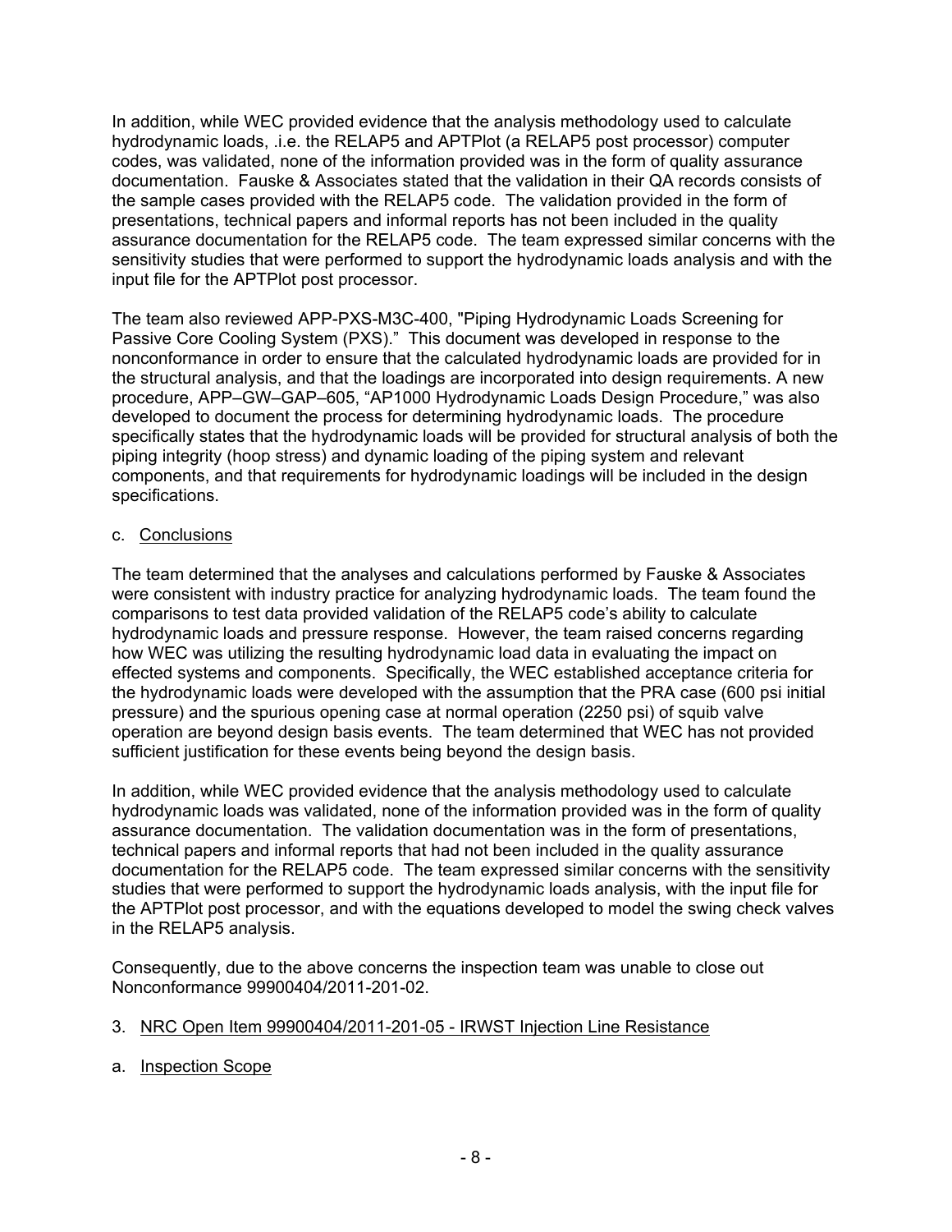In addition, while WEC provided evidence that the analysis methodology used to calculate hydrodynamic loads, .i.e. the RELAP5 and APTPlot (a RELAP5 post processor) computer codes, was validated, none of the information provided was in the form of quality assurance documentation. Fauske & Associates stated that the validation in their QA records consists of the sample cases provided with the RELAP5 code. The validation provided in the form of presentations, technical papers and informal reports has not been included in the quality assurance documentation for the RELAP5 code. The team expressed similar concerns with the sensitivity studies that were performed to support the hydrodynamic loads analysis and with the input file for the APTPlot post processor.

The team also reviewed APP-PXS-M3C-400, "Piping Hydrodynamic Loads Screening for Passive Core Cooling System (PXS)." This document was developed in response to the nonconformance in order to ensure that the calculated hydrodynamic loads are provided for in the structural analysis, and that the loadings are incorporated into design requirements. A new procedure, APP–GW–GAP–605, "AP1000 Hydrodynamic Loads Design Procedure," was also developed to document the process for determining hydrodynamic loads. The procedure specifically states that the hydrodynamic loads will be provided for structural analysis of both the piping integrity (hoop stress) and dynamic loading of the piping system and relevant components, and that requirements for hydrodynamic loadings will be included in the design specifications.

c. Conclusions

The team determined that the analyses and calculations performed by Fauske & Associates were consistent with industry practice for analyzing hydrodynamic loads. The team found the comparisons to test data provided validation of the RELAP5 code's ability to calculate hydrodynamic loads and pressure response. However, the team raised concerns regarding how WEC was utilizing the resulting hydrodynamic load data in evaluating the impact on effected systems and components. Specifically, the WEC established acceptance criteria for the hydrodynamic loads were developed with the assumption that the PRA case (600 psi initial pressure) and the spurious opening case at normal operation (2250 psi) of squib valve operation are beyond design basis events. The team determined that WEC has not provided sufficient justification for these events being beyond the design basis.

In addition, while WEC provided evidence that the analysis methodology used to calculate hydrodynamic loads was validated, none of the information provided was in the form of quality assurance documentation. The validation documentation was in the form of presentations, technical papers and informal reports that had not been included in the quality assurance documentation for the RELAP5 code. The team expressed similar concerns with the sensitivity studies that were performed to support the hydrodynamic loads analysis, with the input file for the APTPlot post processor, and with the equations developed to model the swing check valves in the RELAP5 analysis.

Consequently, due to the above concerns the inspection team was unable to close out Nonconformance 99900404/2011-201-02.

3. NRC Open Item 99900404/2011-201-05 - IRWST Injection Line Resistance

a. Inspection Scope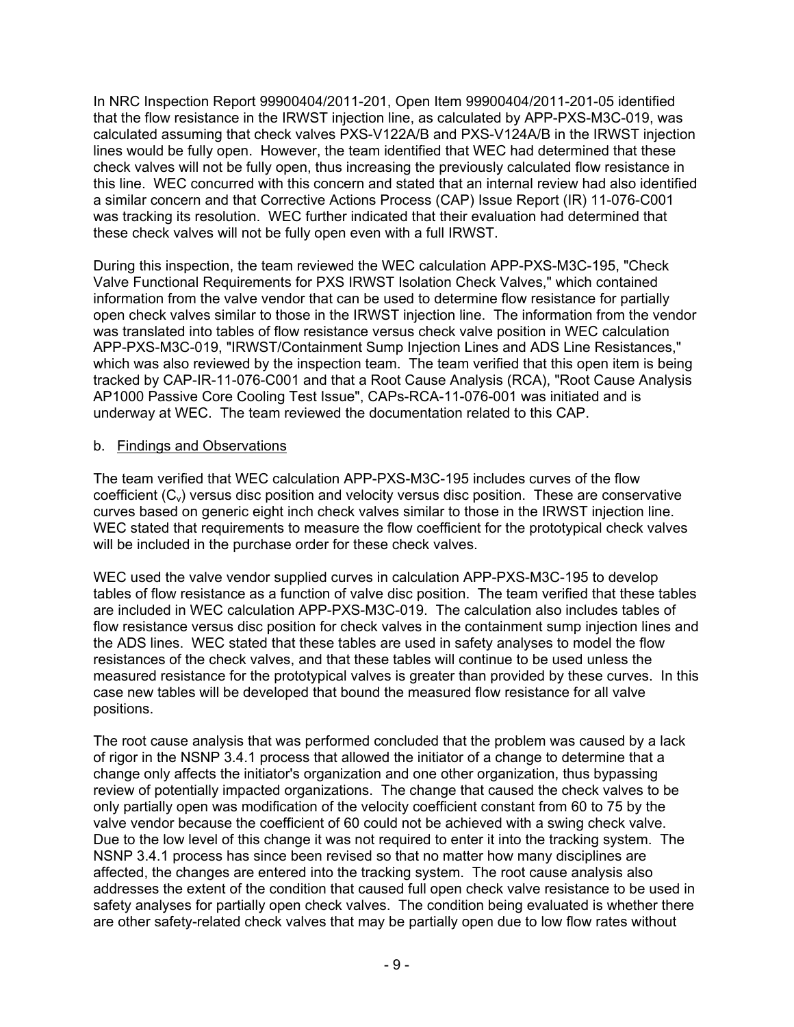In NRC Inspection Report 99900404/2011-201, Open Item 99900404/2011-201-05 identified that the flow resistance in the IRWST injection line, as calculated by APP-PXS-M3C-019, was calculated assuming that check valves PXS-V122A/B and PXS-V124A/B in the IRWST injection lines would be fully open. However, the team identified that WEC had determined that these check valves will not be fully open, thus increasing the previously calculated flow resistance in this line. WEC concurred with this concern and stated that an internal review had also identified a similar concern and that Corrective Actions Process (CAP) Issue Report (IR) 11-076-C001 was tracking its resolution. WEC further indicated that their evaluation had determined that these check valves will not be fully open even with a full IRWST.

During this inspection, the team reviewed the WEC calculation APP-PXS-M3C-195, "Check Valve Functional Requirements for PXS IRWST Isolation Check Valves," which contained information from the valve vendor that can be used to determine flow resistance for partially open check valves similar to those in the IRWST injection line. The information from the vendor was translated into tables of flow resistance versus check valve position in WEC calculation APP-PXS-M3C-019, "IRWST/Containment Sump Injection Lines and ADS Line Resistances," which was also reviewed by the inspection team. The team verified that this open item is being tracked by CAP-IR-11-076-C001 and that a Root Cause Analysis (RCA), "Root Cause Analysis AP1000 Passive Core Cooling Test Issue", CAPs-RCA-11-076-001 was initiated and is underway at WEC. The team reviewed the documentation related to this CAP.

b. Findings and Observations

The team verified that WEC calculation APP-PXS-M3C-195 includes curves of the flow coefficient ($C_v$) versus disc position and velocity versus disc position. These are conservative curves based on generic eight inch check valves similar to those in the IRWST injection line. WEC stated that requirements to measure the flow coefficient for the prototypical check valves will be included in the purchase order for these check valves.

WEC used the valve vendor supplied curves in calculation APP-PXS-M3C-195 to develop tables of flow resistance as a function of valve disc position. The team verified that these tables are included in WEC calculation APP-PXS-M3C-019. The calculation also includes tables of flow resistance versus disc position for check valves in the containment sump injection lines and the ADS lines. WEC stated that these tables are used in safety analyses to model the flow resistances of the check valves, and that these tables will continue to be used unless the measured resistance for the prototypical valves is greater than provided by these curves. In this case new tables will be developed that bound the measured flow resistance for all valve positions.

The root cause analysis that was performed concluded that the problem was caused by a lack of rigor in the NSNP 3.4.1 process that allowed the initiator of a change to determine that a change only affects the initiator's organization and one other organization, thus bypassing review of potentially impacted organizations. The change that caused the check valves to be only partially open was modification of the velocity coefficient constant from 60 to 75 by the valve vendor because the coefficient of 60 could not be achieved with a swing check valve. Due to the low level of this change it was not required to enter it into the tracking system. The NSNP 3.4.1 process has since been revised so that no matter how many disciplines are affected, the changes are entered into the tracking system. The root cause analysis also addresses the extent of the condition that caused full open check valve resistance to be used in safety analyses for partially open check valves. The condition being evaluated is whether there are other safety-related check valves that may be partially open due to low flow rates without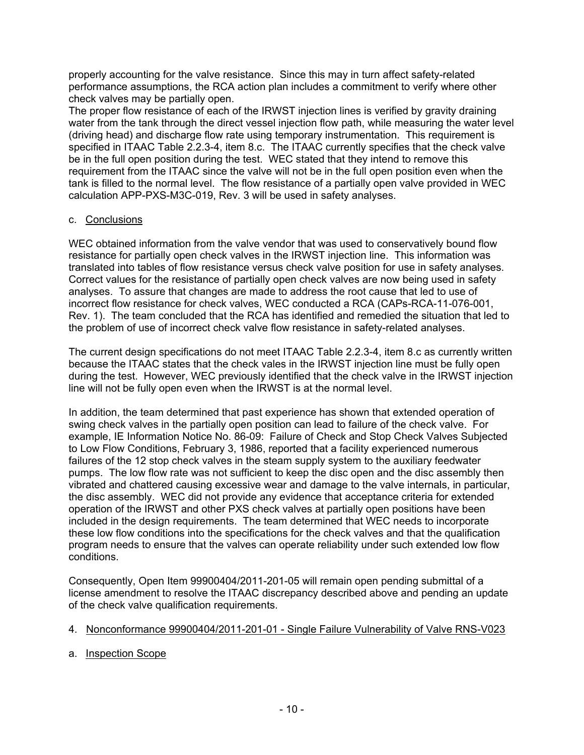properly accounting for the valve resistance. Since this may in turn affect safety-related performance assumptions, the RCA action plan includes a commitment to verify where other check valves may be partially open.

The proper flow resistance of each of the IRWST injection lines is verified by gravity draining water from the tank through the direct vessel injection flow path, while measuring the water level (driving head) and discharge flow rate using temporary instrumentation. This requirement is specified in ITAAC Table 2.2.3-4, item 8.c. The ITAAC currently specifies that the check valve be in the full open position during the test. WEC stated that they intend to remove this requirement from the ITAAC since the valve will not be in the full open position even when the tank is filled to the normal level. The flow resistance of a partially open valve provided in WEC calculation APP-PXS-M3C-019, Rev. 3 will be used in safety analyses.

c. Conclusions

WEC obtained information from the valve vendor that was used to conservatively bound flow resistance for partially open check valves in the IRWST injection line. This information was translated into tables of flow resistance versus check valve position for use in safety analyses. Correct values for the resistance of partially open check valves are now being used in safety analyses. To assure that changes are made to address the root cause that led to use of incorrect flow resistance for check valves, WEC conducted a RCA (CAPs-RCA-11-076-001, Rev. 1). The team concluded that the RCA has identified and remedied the situation that led to the problem of use of incorrect check valve flow resistance in safety-related analyses.

The current design specifications do not meet ITAAC Table 2.2.3-4, item 8.c as currently written because the ITAAC states that the check vales in the IRWST injection line must be fully open during the test. However, WEC previously identified that the check valve in the IRWST injection line will not be fully open even when the IRWST is at the normal level.

In addition, the team determined that past experience has shown that extended operation of swing check valves in the partially open position can lead to failure of the check valve. For example, IE Information Notice No. 86-09: Failure of Check and Stop Check Valves Subjected to Low Flow Conditions, February 3, 1986, reported that a facility experienced numerous failures of the 12 stop check valves in the steam supply system to the auxiliary feedwater pumps. The low flow rate was not sufficient to keep the disc open and the disc assembly then vibrated and chattered causing excessive wear and damage to the valve internals, in particular, the disc assembly. WEC did not provide any evidence that acceptance criteria for extended operation of the IRWST and other PXS check valves at partially open positions have been included in the design requirements. The team determined that WEC needs to incorporate these low flow conditions into the specifications for the check valves and that the qualification program needs to ensure that the valves can operate reliability under such extended low flow conditions.

Consequently, Open Item 99900404/2011-201-05 will remain open pending submittal of a license amendment to resolve the ITAAC discrepancy described above and pending an update of the check valve qualification requirements.

4. Nonconformance 99900404/2011-201-01 - Single Failure Vulnerability of Valve RNS-V023

a. Inspection Scope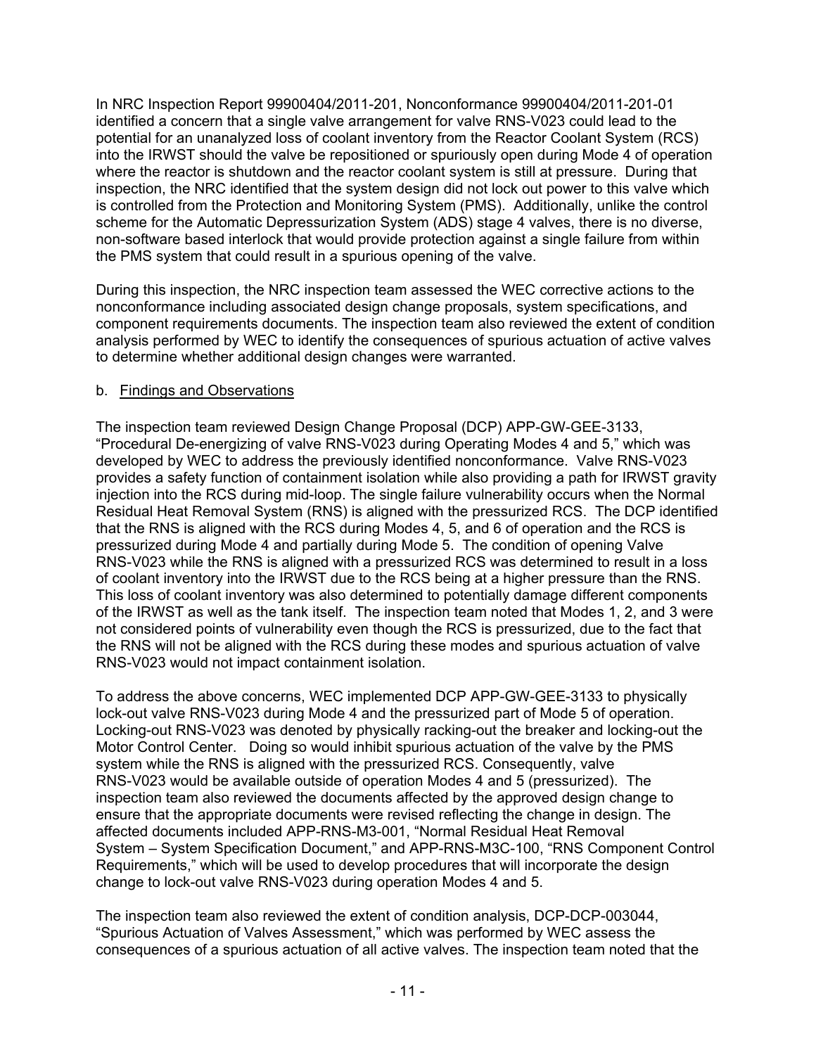In NRC Inspection Report 99900404/2011-201, Nonconformance 99900404/2011-201-01 identified a concern that a single valve arrangement for valve RNS-V023 could lead to the potential for an unanalyzed loss of coolant inventory from the Reactor Coolant System (RCS) into the IRWST should the valve be repositioned or spuriously open during Mode 4 of operation where the reactor is shutdown and the reactor coolant system is still at pressure. During that inspection, the NRC identified that the system design did not lock out power to this valve which is controlled from the Protection and Monitoring System (PMS). Additionally, unlike the control scheme for the Automatic Depressurization System (ADS) stage 4 valves, there is no diverse, non-software based interlock that would provide protection against a single failure from within the PMS system that could result in a spurious opening of the valve.

During this inspection, the NRC inspection team assessed the WEC corrective actions to the nonconformance including associated design change proposals, system specifications, and component requirements documents. The inspection team also reviewed the extent of condition analysis performed by WEC to identify the consequences of spurious actuation of active valves to determine whether additional design changes were warranted.

b. Findings and Observations

The inspection team reviewed Design Change Proposal (DCP) APP-GW-GEE-3133, "Procedural De-energizing of valve RNS-V023 during Operating Modes 4 and 5," which was developed by WEC to address the previously identified nonconformance. Valve RNS-V023 provides a safety function of containment isolation while also providing a path for IRWST gravity injection into the RCS during mid-loop. The single failure vulnerability occurs when the Normal Residual Heat Removal System (RNS) is aligned with the pressurized RCS. The DCP identified that the RNS is aligned with the RCS during Modes 4, 5, and 6 of operation and the RCS is pressurized during Mode 4 and partially during Mode 5. The condition of opening Valve RNS-V023 while the RNS is aligned with a pressurized RCS was determined to result in a loss of coolant inventory into the IRWST due to the RCS being at a higher pressure than the RNS. This loss of coolant inventory was also determined to potentially damage different components of the IRWST as well as the tank itself. The inspection team noted that Modes 1, 2, and 3 were not considered points of vulnerability even though the RCS is pressurized, due to the fact that the RNS will not be aligned with the RCS during these modes and spurious actuation of valve RNS-V023 would not impact containment isolation.

To address the above concerns, WEC implemented DCP APP-GW-GEE-3133 to physically lock-out valve RNS-V023 during Mode 4 and the pressurized part of Mode 5 of operation. Locking-out RNS-V023 was denoted by physically racking-out the breaker and locking-out the Motor Control Center. Doing so would inhibit spurious actuation of the valve by the PMS system while the RNS is aligned with the pressurized RCS. Consequently, valve RNS-V023 would be available outside of operation Modes 4 and 5 (pressurized). The inspection team also reviewed the documents affected by the approved design change to ensure that the appropriate documents were revised reflecting the change in design. The affected documents included APP-RNS-M3-001, "Normal Residual Heat Removal System – System Specification Document," and APP-RNS-M3C-100, "RNS Component Control Requirements," which will be used to develop procedures that will incorporate the design change to lock-out valve RNS-V023 during operation Modes 4 and 5.

The inspection team also reviewed the extent of condition analysis, DCP-DCP-003044, "Spurious Actuation of Valves Assessment," which was performed by WEC assess the consequences of a spurious actuation of all active valves. The inspection team noted that the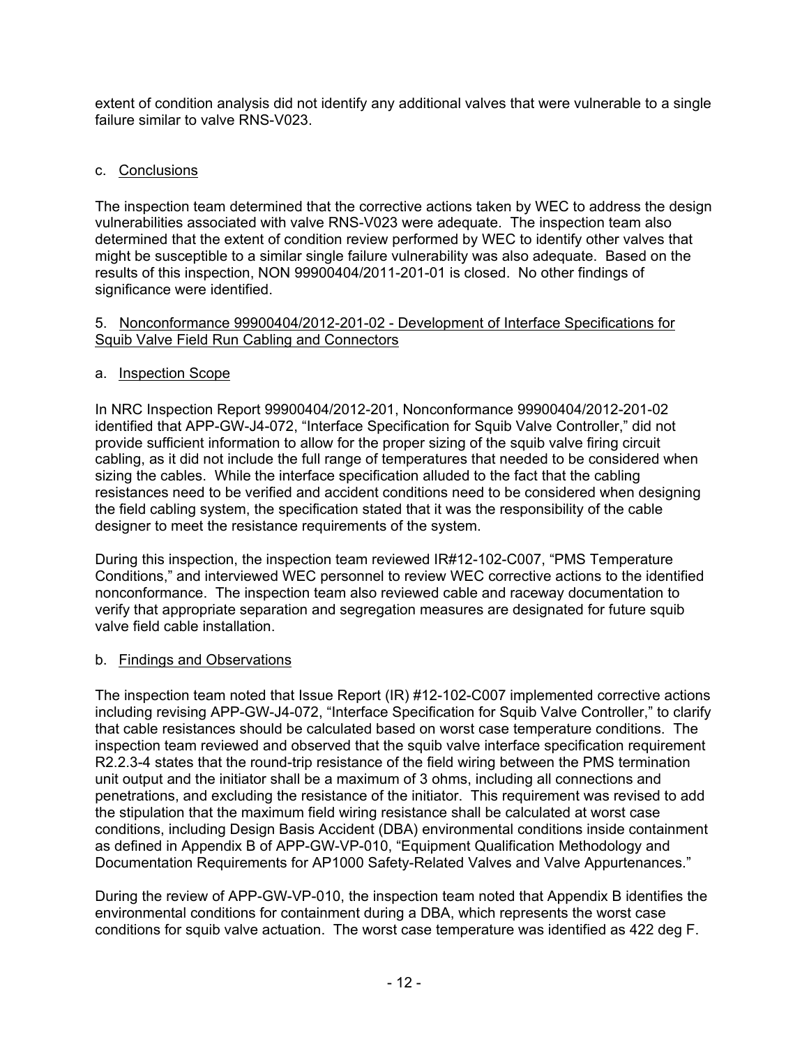extent of condition analysis did not identify any additional valves that were vulnerable to a single failure similar to valve RNS-V023.

c. <u>Conclusions</u>

The inspection team determined that the corrective actions taken by WEC to address the design vulnerabilities associated with valve RNS-V023 were adequate. The inspection team also determined that the extent of condition review performed by WEC to identify other valves that might be susceptible to a similar single failure vulnerability was also adequate. Based on the results of this inspection, NON 99900404/2011-201-01 is closed. No other findings of significance were identified.

5. <u>Nonconformance 99900404/2012-201-02 - Development of Interface Specifications for Squib Valve Field Run Cabling and Connectors</u>

a. <u>Inspection Scope</u>

In NRC Inspection Report 99900404/2012-201, Nonconformance 99900404/2012-201-02 identified that APP-GW-J4-072, "Interface Specification for Squib Valve Controller," did not provide sufficient information to allow for the proper sizing of the squib valve firing circuit cabling, as it did not include the full range of temperatures that needed to be considered when sizing the cables. While the interface specification alluded to the fact that the cabling resistances need to be verified and accident conditions need to be considered when designing the field cabling system, the specification stated that it was the responsibility of the cable designer to meet the resistance requirements of the system.

During this inspection, the inspection team reviewed IR#12-102-C007, "PMS Temperature Conditions," and interviewed WEC personnel to review WEC corrective actions to the identified nonconformance. The inspection team also reviewed cable and raceway documentation to verify that appropriate separation and segregation measures are designated for future squib valve field cable installation.

b. <u>Findings and Observations</u>

The inspection team noted that Issue Report (IR) #12-102-C007 implemented corrective actions including revising APP-GW-J4-072, "Interface Specification for Squib Valve Controller," to clarify that cable resistances should be calculated based on worst case temperature conditions. The inspection team reviewed and observed that the squib valve interface specification requirement R2.2.3-4 states that the round-trip resistance of the field wiring between the PMS termination unit output and the initiator shall be a maximum of 3 ohms, including all connections and penetrations, and excluding the resistance of the initiator. This requirement was revised to add the stipulation that the maximum field wiring resistance shall be calculated at worst case conditions, including Design Basis Accident (DBA) environmental conditions inside containment as defined in Appendix B of APP-GW-VP-010, "Equipment Qualification Methodology and Documentation Requirements for AP1000 Safety-Related Valves and Valve Appurtenances."

During the review of APP-GW-VP-010, the inspection team noted that Appendix B identifies the environmental conditions for containment during a DBA, which represents the worst case conditions for squib valve actuation. The worst case temperature was identified as 422 deg F.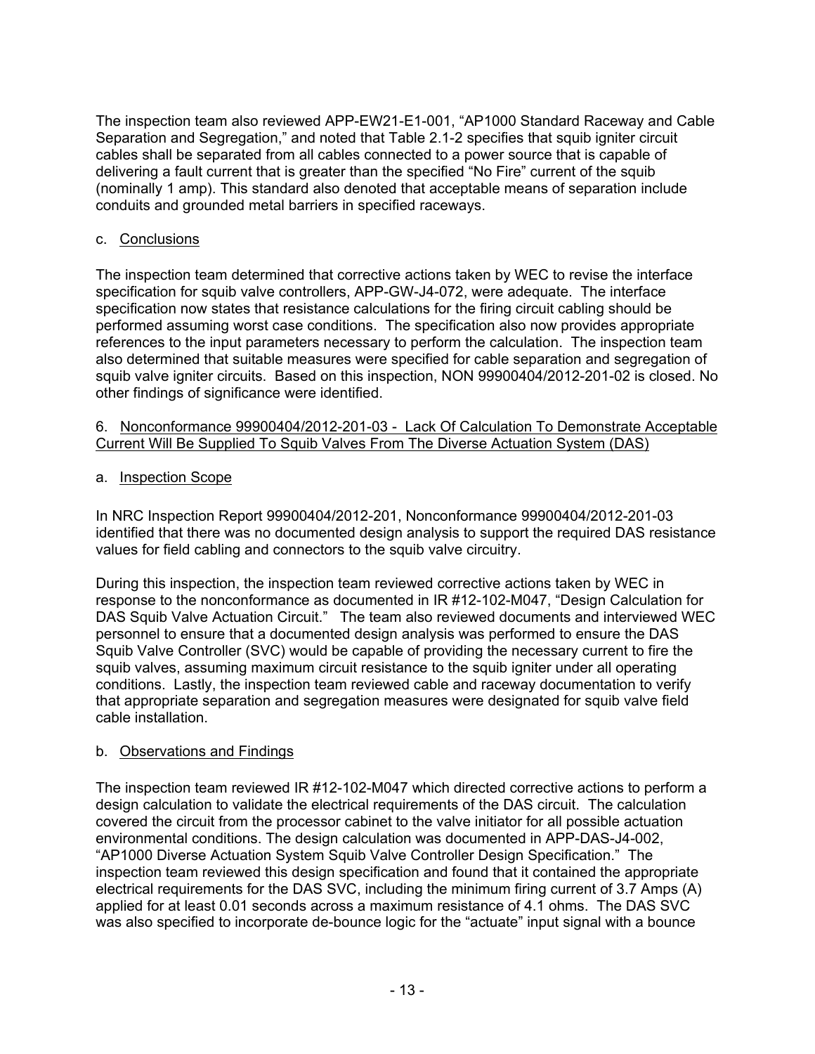The inspection team also reviewed APP-EW21-E1-001, "AP1000 Standard Raceway and Cable Separation and Segregation," and noted that Table 2.1-2 specifies that squib igniter circuit cables shall be separated from all cables connected to a power source that is capable of delivering a fault current that is greater than the specified "No Fire" current of the squib (nominally 1 amp). This standard also denoted that acceptable means of separation include conduits and grounded metal barriers in specified raceways.

c. Conclusions

The inspection team determined that corrective actions taken by WEC to revise the interface specification for squib valve controllers, APP-GW-J4-072, were adequate. The interface specification now states that resistance calculations for the firing circuit cabling should be performed assuming worst case conditions. The specification also now provides appropriate references to the input parameters necessary to perform the calculation. The inspection team also determined that suitable measures were specified for cable separation and segregation of squib valve igniter circuits. Based on this inspection, NON 99900404/2012-201-02 is closed. No other findings of significance were identified.

6. Nonconformance 99900404/2012-201-03 - Lack Of Calculation To Demonstrate Acceptable Current Will Be Supplied To Squib Valves From The Diverse Actuation System (DAS)

a. Inspection Scope

In NRC Inspection Report 99900404/2012-201, Nonconformance 99900404/2012-201-03 identified that there was no documented design analysis to support the required DAS resistance values for field cabling and connectors to the squib valve circuitry.

During this inspection, the inspection team reviewed corrective actions taken by WEC in response to the nonconformance as documented in IR #12-102-M047, "Design Calculation for DAS Squib Valve Actuation Circuit." The team also reviewed documents and interviewed WEC personnel to ensure that a documented design analysis was performed to ensure the DAS Squib Valve Controller (SVC) would be capable of providing the necessary current to fire the squib valves, assuming maximum circuit resistance to the squib igniter under all operating conditions. Lastly, the inspection team reviewed cable and raceway documentation to verify that appropriate separation and segregation measures were designated for squib valve field cable installation.

b. Observations and Findings

The inspection team reviewed IR #12-102-M047 which directed corrective actions to perform a design calculation to validate the electrical requirements of the DAS circuit. The calculation covered the circuit from the processor cabinet to the valve initiator for all possible actuation environmental conditions. The design calculation was documented in APP-DAS-J4-002, "AP1000 Diverse Actuation System Squib Valve Controller Design Specification." The inspection team reviewed this design specification and found that it contained the appropriate electrical requirements for the DAS SVC, including the minimum firing current of 3.7 Amps (A) applied for at least 0.01 seconds across a maximum resistance of 4.1 ohms. The DAS SVC was also specified to incorporate de-bounce logic for the "actuate" input signal with a bounce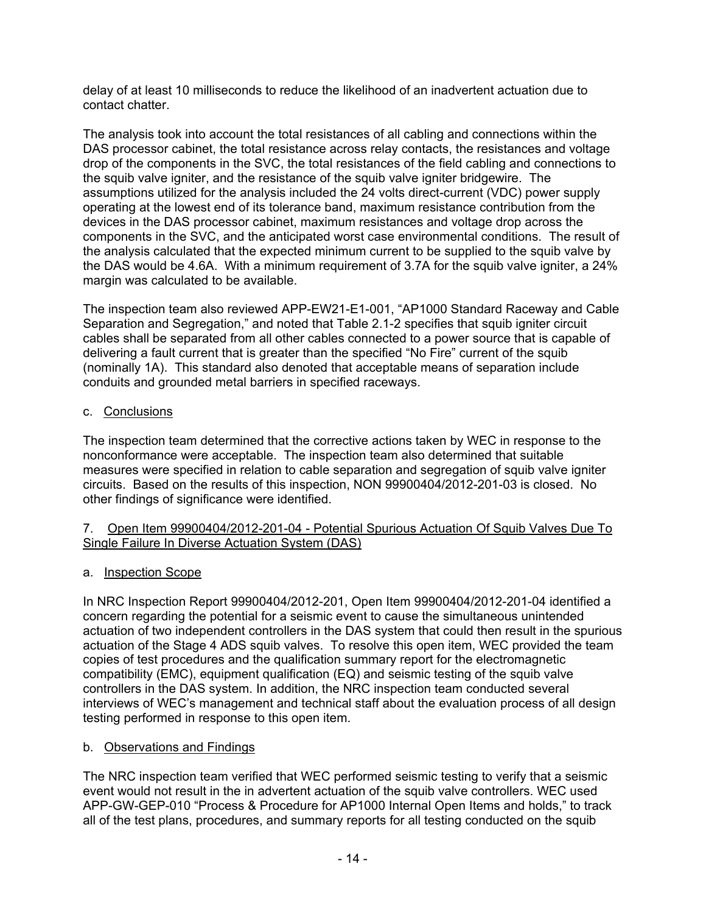delay of at least 10 milliseconds to reduce the likelihood of an inadvertent actuation due to contact chatter.

The analysis took into account the total resistances of all cabling and connections within the DAS processor cabinet, the total resistance across relay contacts, the resistances and voltage drop of the components in the SVC, the total resistances of the field cabling and connections to the squib valve igniter, and the resistance of the squib valve igniter bridgewire. The assumptions utilized for the analysis included the 24 volts direct-current (VDC) power supply operating at the lowest end of its tolerance band, maximum resistance contribution from the devices in the DAS processor cabinet, maximum resistances and voltage drop across the components in the SVC, and the anticipated worst case environmental conditions. The result of the analysis calculated that the expected minimum current to be supplied to the squib valve by the DAS would be 4.6A. With a minimum requirement of 3.7A for the squib valve igniter, a 24% margin was calculated to be available.

The inspection team also reviewed APP-EW21-E1-001, "AP1000 Standard Raceway and Cable Separation and Segregation," and noted that Table 2.1-2 specifies that squib igniter circuit cables shall be separated from all other cables connected to a power source that is capable of delivering a fault current that is greater than the specified "No Fire" current of the squib (nominally 1A). This standard also denoted that acceptable means of separation include conduits and grounded metal barriers in specified raceways.

c. Conclusions

The inspection team determined that the corrective actions taken by WEC in response to the nonconformance were acceptable. The inspection team also determined that suitable measures were specified in relation to cable separation and segregation of squib valve igniter circuits. Based on the results of this inspection, NON 99900404/2012-201-03 is closed. No other findings of significance were identified.

7. Open Item 99900404/2012-201-04 - Potential Spurious Actuation Of Squib Valves Due To Single Failure In Diverse Actuation System (DAS)

a. Inspection Scope

In NRC Inspection Report 99900404/2012-201, Open Item 99900404/2012-201-04 identified a concern regarding the potential for a seismic event to cause the simultaneous unintended actuation of two independent controllers in the DAS system that could then result in the spurious actuation of the Stage 4 ADS squib valves. To resolve this open item, WEC provided the team copies of test procedures and the qualification summary report for the electromagnetic compatibility (EMC), equipment qualification (EQ) and seismic testing of the squib valve controllers in the DAS system. In addition, the NRC inspection team conducted several interviews of WEC's management and technical staff about the evaluation process of all design testing performed in response to this open item.

b. Observations and Findings

The NRC inspection team verified that WEC performed seismic testing to verify that a seismic event would not result in the in advertent actuation of the squib valve controllers. WEC used APP-GW-GEP-010 "Process & Procedure for AP1000 Internal Open Items and holds," to track all of the test plans, procedures, and summary reports for all testing conducted on the squib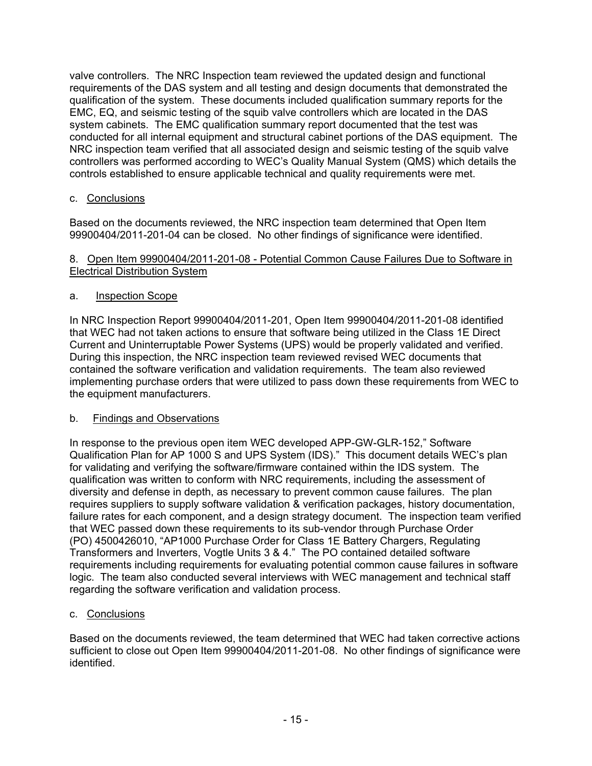valve controllers. The NRC Inspection team reviewed the updated design and functional requirements of the DAS system and all testing and design documents that demonstrated the qualification of the system. These documents included qualification summary reports for the EMC, EQ, and seismic testing of the squib valve controllers which are located in the DAS system cabinets. The EMC qualification summary report documented that the test was conducted for all internal equipment and structural cabinet portions of the DAS equipment. The NRC inspection team verified that all associated design and seismic testing of the squib valve controllers was performed according to WEC's Quality Manual System (QMS) which details the controls established to ensure applicable technical and quality requirements were met.

c. Conclusions

Based on the documents reviewed, the NRC inspection team determined that Open Item 99900404/2011-201-04 can be closed. No other findings of significance were identified.

8. Open Item 99900404/2011-201-08 - Potential Common Cause Failures Due to Software in Electrical Distribution System

a. Inspection Scope

In NRC Inspection Report 99900404/2011-201, Open Item 99900404/2011-201-08 identified that WEC had not taken actions to ensure that software being utilized in the Class 1E Direct Current and Uninterruptable Power Systems (UPS) would be properly validated and verified. During this inspection, the NRC inspection team reviewed revised WEC documents that contained the software verification and validation requirements. The team also reviewed implementing purchase orders that were utilized to pass down these requirements from WEC to the equipment manufacturers.

b. Findings and Observations

In response to the previous open item WEC developed APP-GW-GLR-152," Software Qualification Plan for AP 1000 S and UPS System (IDS)." This document details WEC's plan for validating and verifying the software/firmware contained within the IDS system. The qualification was written to conform with NRC requirements, including the assessment of diversity and defense in depth, as necessary to prevent common cause failures. The plan requires suppliers to supply software validation & verification packages, history documentation, failure rates for each component, and a design strategy document. The inspection team verified that WEC passed down these requirements to its sub-vendor through Purchase Order (PO) 4500426010, "AP1000 Purchase Order for Class 1E Battery Chargers, Regulating Transformers and Inverters, Vogtle Units 3 & 4." The PO contained detailed software requirements including requirements for evaluating potential common cause failures in software logic. The team also conducted several interviews with WEC management and technical staff regarding the software verification and validation process.

c. Conclusions

Based on the documents reviewed, the team determined that WEC had taken corrective actions sufficient to close out Open Item 99900404/2011-201-08. No other findings of significance were identified.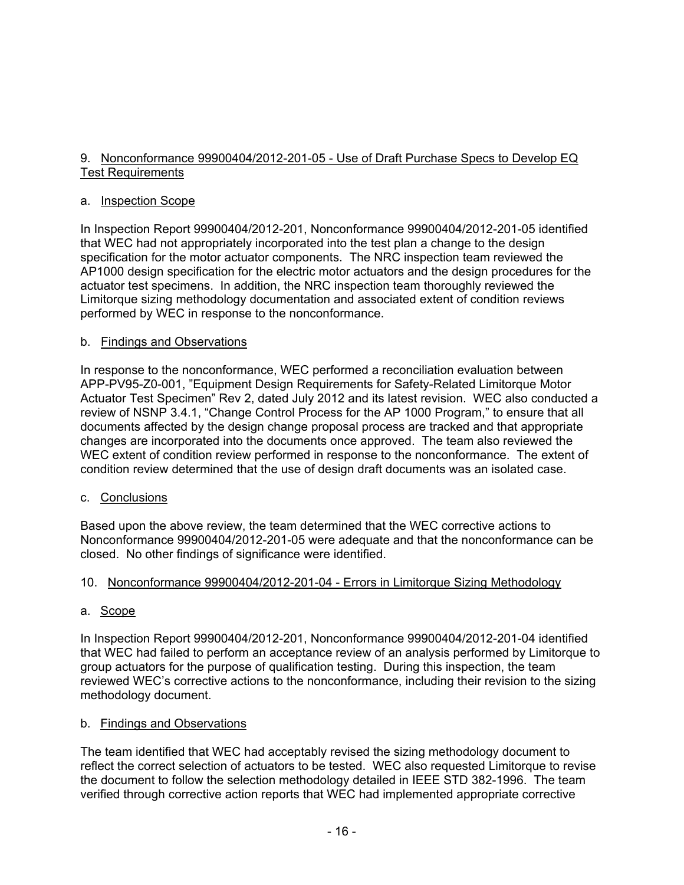9. <u>Nonconformance 99900404/2012-201-05 - Use of Draft Purchase Specs to Develop EQ Test Requirements</u>

a. <u>Inspection Scope</u>

In Inspection Report 99900404/2012-201, Nonconformance 99900404/2012-201-05 identified that WEC had not appropriately incorporated into the test plan a change to the design specification for the motor actuator components. The NRC inspection team reviewed the AP1000 design specification for the electric motor actuators and the design procedures for the actuator test specimens. In addition, the NRC inspection team thoroughly reviewed the Limitorque sizing methodology documentation and associated extent of condition reviews performed by WEC in response to the nonconformance.

b. <u>Findings and Observations</u>

In response to the nonconformance, WEC performed a reconciliation evaluation between APP-PV95-Z0-001, "Equipment Design Requirements for Safety-Related Limitorque Motor Actuator Test Specimen" Rev 2, dated July 2012 and its latest revision. WEC also conducted a review of NSNP 3.4.1, "Change Control Process for the AP 1000 Program," to ensure that all documents affected by the design change proposal process are tracked and that appropriate changes are incorporated into the documents once approved. The team also reviewed the WEC extent of condition review performed in response to the nonconformance. The extent of condition review determined that the use of design draft documents was an isolated case.

c. <u>Conclusions</u>

Based upon the above review, the team determined that the WEC corrective actions to Nonconformance 99900404/2012-201-05 were adequate and that the nonconformance can be closed. No other findings of significance were identified.

10. <u>Nonconformance 99900404/2012-201-04 - Errors in Limitorque Sizing Methodology</u>

a. <u>Scope</u>

In Inspection Report 99900404/2012-201, Nonconformance 99900404/2012-201-04 identified that WEC had failed to perform an acceptance review of an analysis performed by Limitorque to group actuators for the purpose of qualification testing. During this inspection, the team reviewed WEC's corrective actions to the nonconformance, including their revision to the sizing methodology document.

b. <u>Findings and Observations</u>

The team identified that WEC had acceptably revised the sizing methodology document to reflect the correct selection of actuators to be tested. WEC also requested Limitorque to revise the document to follow the selection methodology detailed in IEEE STD 382-1996. The team verified through corrective action reports that WEC had implemented appropriate corrective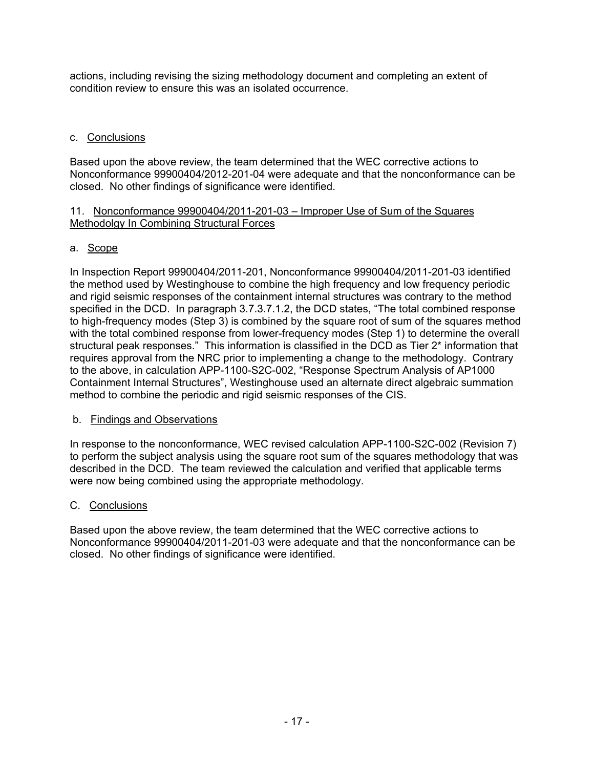actions, including revising the sizing methodology document and completing an extent of condition review to ensure this was an isolated occurrence.

c. Conclusions

Based upon the above review, the team determined that the WEC corrective actions to Nonconformance 99900404/2012-201-04 were adequate and that the nonconformance can be closed. No other findings of significance were identified.

11. Nonconformance 99900404/2011-201-03 – Improper Use of Sum of the Squares Methodolgy In Combining Structural Forces

a. Scope

In Inspection Report 99900404/2011-201, Nonconformance 99900404/2011-201-03 identified the method used by Westinghouse to combine the high frequency and low frequency periodic and rigid seismic responses of the containment internal structures was contrary to the method specified in the DCD. In paragraph 3.7.3.7.1.2, the DCD states, "The total combined response to high-frequency modes (Step 3) is combined by the square root of sum of the squares method with the total combined response from lower-frequency modes (Step 1) to determine the overall structural peak responses." This information is classified in the DCD as Tier 2* information that requires approval from the NRC prior to implementing a change to the methodology. Contrary to the above, in calculation APP-1100-S2C-002, "Response Spectrum Analysis of AP1000 Containment Internal Structures", Westinghouse used an alternate direct algebraic summation method to combine the periodic and rigid seismic responses of the CIS.

b. Findings and Observations

In response to the nonconformance, WEC revised calculation APP-1100-S2C-002 (Revision 7) to perform the subject analysis using the square root sum of the squares methodology that was described in the DCD. The team reviewed the calculation and verified that applicable terms were now being combined using the appropriate methodology.

C. Conclusions

Based upon the above review, the team determined that the WEC corrective actions to Nonconformance 99900404/2011-201-03 were adequate and that the nonconformance can be closed. No other findings of significance were identified.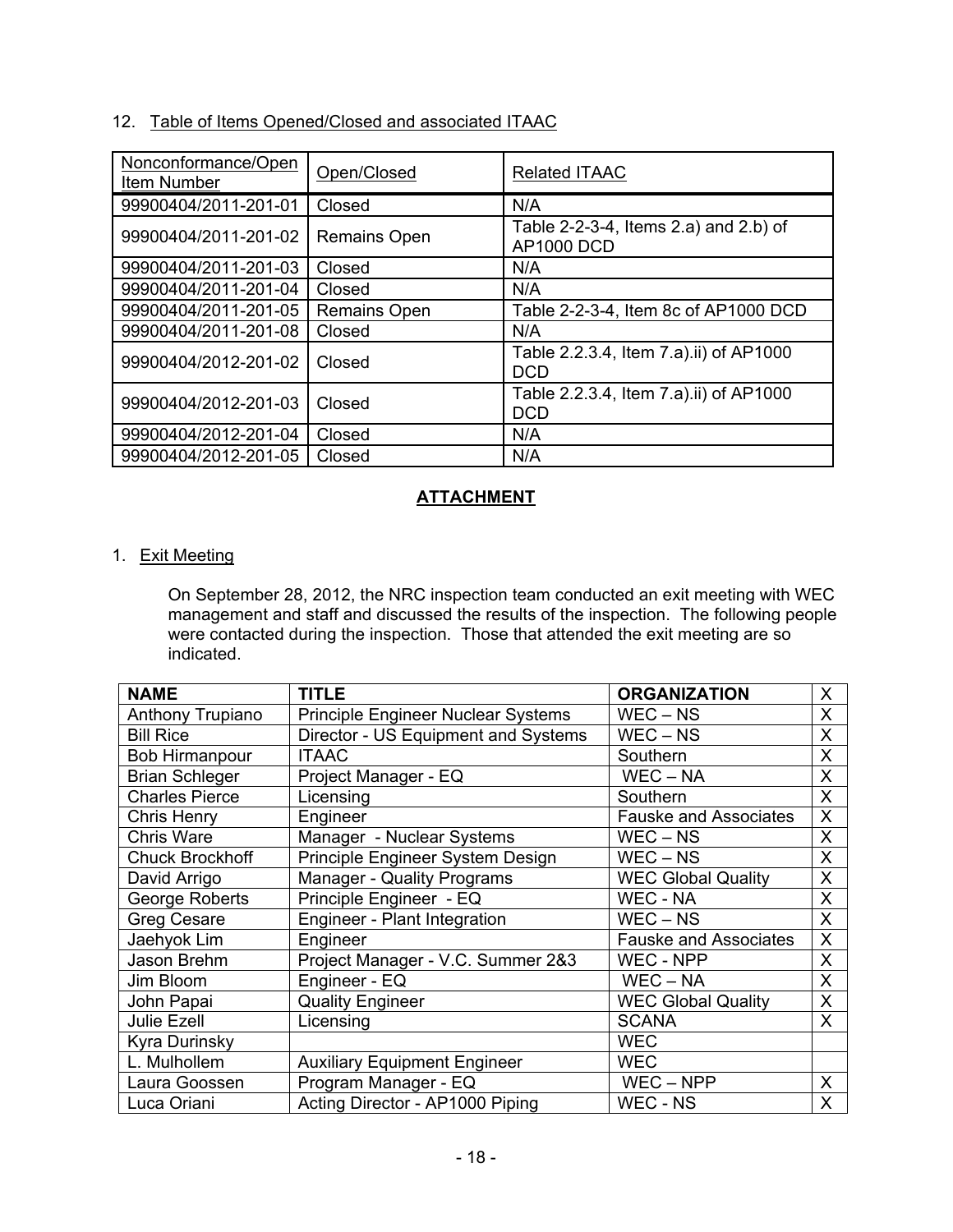12. Table of Items Opened/Closed and associated ITAAC

| Nonconformance/Open Item Number | Open/Closed | Related ITAAC |
|---|---|---|
| 99900404/2011-201-01 | Closed | N/A |
| 99900404/2011-201-02 | Remains Open | Table 2-2-3-4, Items 2.a) and 2.b) of AP1000 DCD |
| 99900404/2011-201-03 | Closed | N/A |
| 99900404/2011-201-04 | Closed | N/A |
| 99900404/2011-201-05 | Remains Open | Table 2-2-3-4, Item 8c of AP1000 DCD |
| 99900404/2011-201-08 | Closed | N/A |
| 99900404/2012-201-02 | Closed | Table 2.2.3.4, Item 7.a).ii) of AP1000 DCD |
| 99900404/2012-201-03 | Closed | Table 2.2.3.4, Item 7.a).ii) of AP1000 DCD |
| 99900404/2012-201-04 | Closed | N/A |
| 99900404/2012-201-05 | Closed | N/A |

## ATTACHMENT

1. Exit Meeting

On September 28, 2012, the NRC inspection team conducted an exit meeting with WEC management and staff and discussed the results of the inspection. The following people were contacted during the inspection. Those that attended the exit meeting are so indicated.

| NAME | TITLE | ORGANIZATION | X |
|---|---|---|---|
| Anthony Trupiano | Principle Engineer Nuclear Systems | WEC – NS | X |
| Bill Rice | Director - US Equipment and Systems | WEC – NS | X |
| Bob Hirmanpour | ITAAC | Southern | X |
| Brian Schleger | Project Manager - EQ | WEC – NA | X |
| Charles Pierce | Licensing | Southern | X |
| Chris Henry | Engineer | Fauske and Associates | X |
| Chris Ware | Manager - Nuclear Systems | WEC – NS | X |
| Chuck Brockhoff | Principle Engineer System Design | WEC – NS | X |
| David Arrigo | Manager - Quality Programs | WEC Global Quality | X |
| George Roberts | Principle Engineer - EQ | WEC - NA | X |
| Greg Cesare | Engineer - Plant Integration | WEC – NS | X |
| Jaehyok Lim | Engineer | Fauske and Associates | X |
| Jason Brehm | Project Manager - V.C. Summer 2&3 | WEC - NPP | X |
| Jim Bloom | Engineer - EQ | WEC – NA | X |
| John Papai | Quality Engineer | WEC Global Quality | X |
| Julie Ezell | Licensing | SCANA | X |
| Kyra Durinsky | | WEC | |
| L. Mulhollem | Auxiliary Equipment Engineer | WEC | |
| Laura Goossen | Program Manager - EQ | WEC – NPP | X |
| Luca Oriani | Acting Director - AP1000 Piping | WEC - NS | X |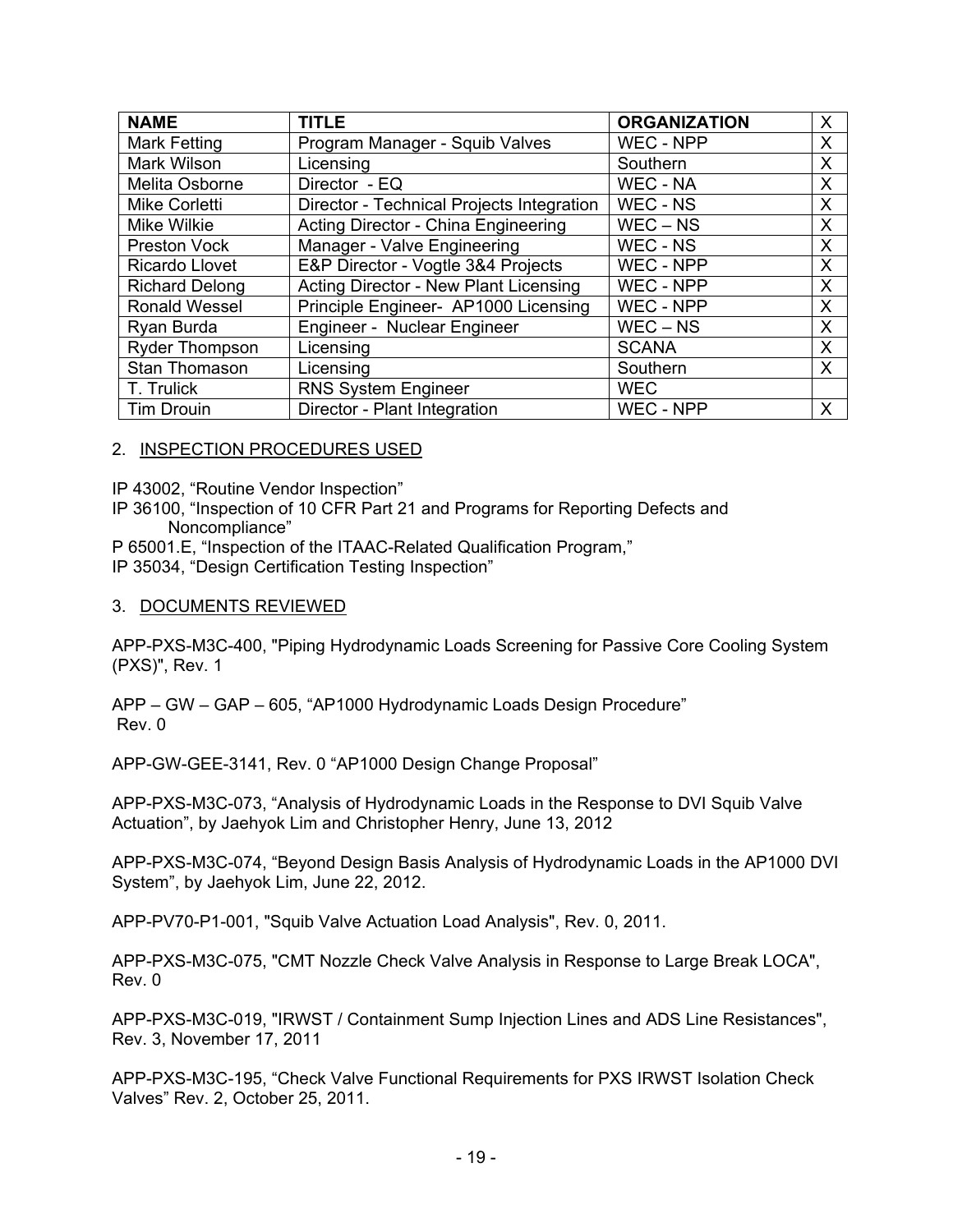| NAME | TITLE | ORGANIZATION | X |
|---|---|---|---|
| Mark Fetting | Program Manager - Squib Valves | WEC - NPP | X |
| Mark Wilson | Licensing | Southern | X |
| Melita Osborne | Director - EQ | WEC - NA | X |
| Mike Corletti | Director - Technical Projects Integration | WEC - NS | X |
| Mike Wilkie | Acting Director - China Engineering | WEC – NS | X |
| Preston Vock | Manager - Valve Engineering | WEC - NS | X |
| Ricardo Llovet | E&P Director - Vogtle 3&4 Projects | WEC - NPP | X |
| Richard Delong | Acting Director - New Plant Licensing | WEC - NPP | X |
| Ronald Wessel | Principle Engineer- AP1000 Licensing | WEC - NPP | X |
| Ryan Burda | Engineer - Nuclear Engineer | WEC – NS | X |
| Ryder Thompson | Licensing | SCANA | X |
| Stan Thomason | Licensing | Southern | X |
| T. Trulick | RNS System Engineer | WEC | |
| Tim Drouin | Director - Plant Integration | WEC - NPP | X |

2. INSPECTION PROCEDURES USED

IP 43002, "Routine Vendor Inspection"

IP 36100, "Inspection of 10 CFR Part 21 and Programs for Reporting Defects and Noncompliance"

P 65001.E, "Inspection of the ITAAC-Related Qualification Program,"

IP 35034, "Design Certification Testing Inspection"

3. DOCUMENTS REVIEWED

APP-PXS-M3C-400, "Piping Hydrodynamic Loads Screening for Passive Core Cooling System (PXS)", Rev. 1

APP – GW – GAP – 605, "AP1000 Hydrodynamic Loads Design Procedure" Rev. 0

APP-GW-GEE-3141, Rev. 0 "AP1000 Design Change Proposal"

APP-PXS-M3C-073, "Analysis of Hydrodynamic Loads in the Response to DVI Squib Valve Actuation", by Jaehyok Lim and Christopher Henry, June 13, 2012

APP-PXS-M3C-074, "Beyond Design Basis Analysis of Hydrodynamic Loads in the AP1000 DVI System", by Jaehyok Lim, June 22, 2012.

APP-PV70-P1-001, "Squib Valve Actuation Load Analysis", Rev. 0, 2011.

APP-PXS-M3C-075, "CMT Nozzle Check Valve Analysis in Response to Large Break LOCA", Rev. 0

APP-PXS-M3C-019, "IRWST / Containment Sump Injection Lines and ADS Line Resistances", Rev. 3, November 17, 2011

APP-PXS-M3C-195, "Check Valve Functional Requirements for PXS IRWST Isolation Check Valves" Rev. 2, October 25, 2011.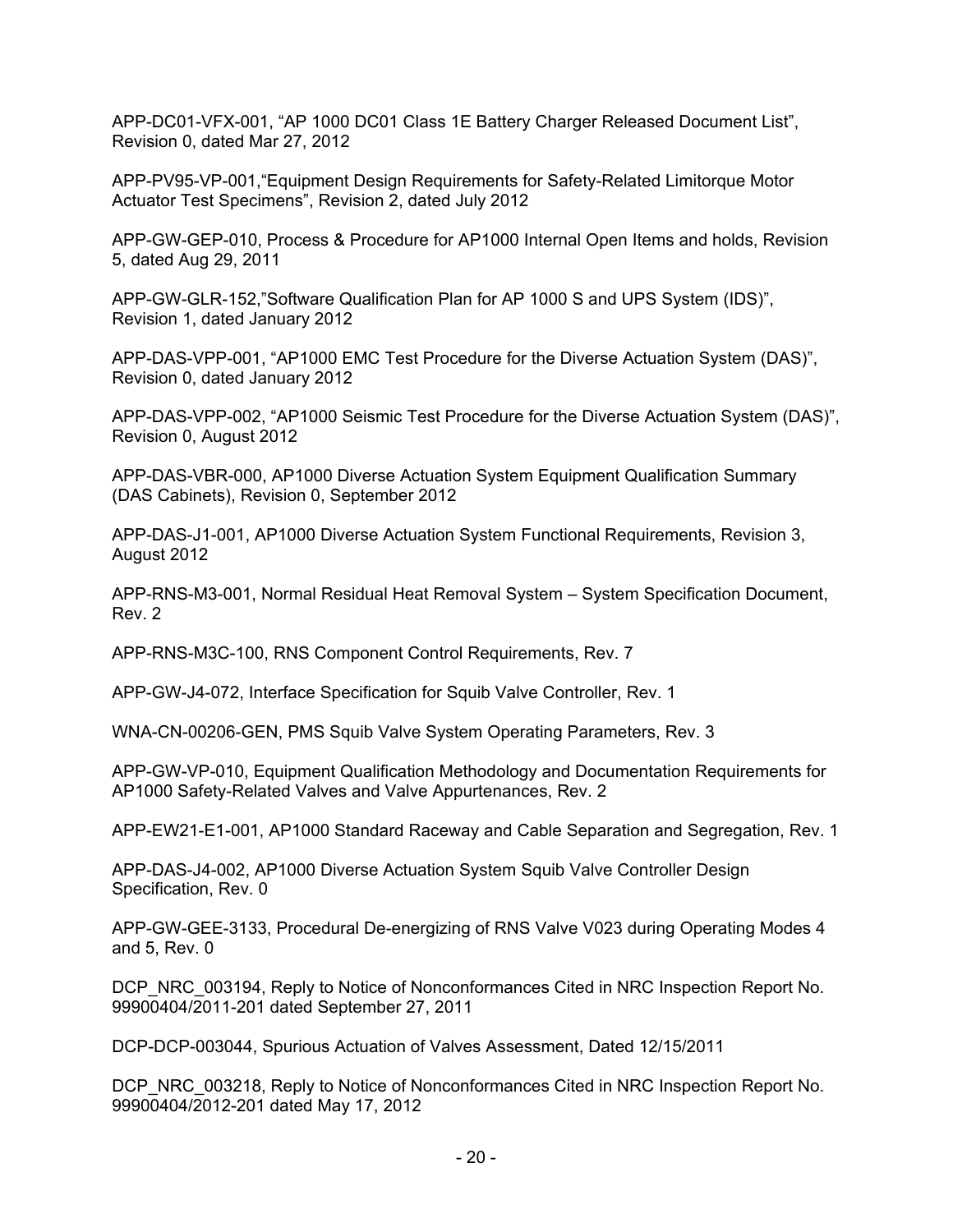APP-DC01-VFX-001, “AP 1000 DC01 Class 1E Battery Charger Released Document List”, Revision 0, dated Mar 27, 2012

APP-PV95-VP-001,“Equipment Design Requirements for Safety-Related Limitorque Motor Actuator Test Specimens”, Revision 2, dated July 2012

APP-GW-GEP-010, Process & Procedure for AP1000 Internal Open Items and holds, Revision 5, dated Aug 29, 2011

APP-GW-GLR-152,”Software Qualification Plan for AP 1000 S and UPS System (IDS)”, Revision 1, dated January 2012

APP-DAS-VPP-001, “AP1000 EMC Test Procedure for the Diverse Actuation System (DAS)”, Revision 0, dated January 2012

APP-DAS-VPP-002, “AP1000 Seismic Test Procedure for the Diverse Actuation System (DAS)”, Revision 0, August 2012

APP-DAS-VBR-000, AP1000 Diverse Actuation System Equipment Qualification Summary (DAS Cabinets), Revision 0, September 2012

APP-DAS-J1-001, AP1000 Diverse Actuation System Functional Requirements, Revision 3, August 2012

APP-RNS-M3-001, Normal Residual Heat Removal System – System Specification Document, Rev. 2

APP-RNS-M3C-100, RNS Component Control Requirements, Rev. 7

APP-GW-J4-072, Interface Specification for Squib Valve Controller, Rev. 1

WNA-CN-00206-GEN, PMS Squib Valve System Operating Parameters, Rev. 3

APP-GW-VP-010, Equipment Qualification Methodology and Documentation Requirements for AP1000 Safety-Related Valves and Valve Appurtenances, Rev. 2

APP-EW21-E1-001, AP1000 Standard Raceway and Cable Separation and Segregation, Rev. 1

APP-DAS-J4-002, AP1000 Diverse Actuation System Squib Valve Controller Design Specification, Rev. 0

APP-GW-GEE-3133, Procedural De-energizing of RNS Valve V023 during Operating Modes 4 and 5, Rev. 0

DCP_NRC_003194, Reply to Notice of Nonconformances Cited in NRC Inspection Report No. 99900404/2011-201 dated September 27, 2011

DCP-DCP-003044, Spurious Actuation of Valves Assessment, Dated 12/15/2011

DCP_NRC_003218, Reply to Notice of Nonconformances Cited in NRC Inspection Report No. 99900404/2012-201 dated May 17, 2012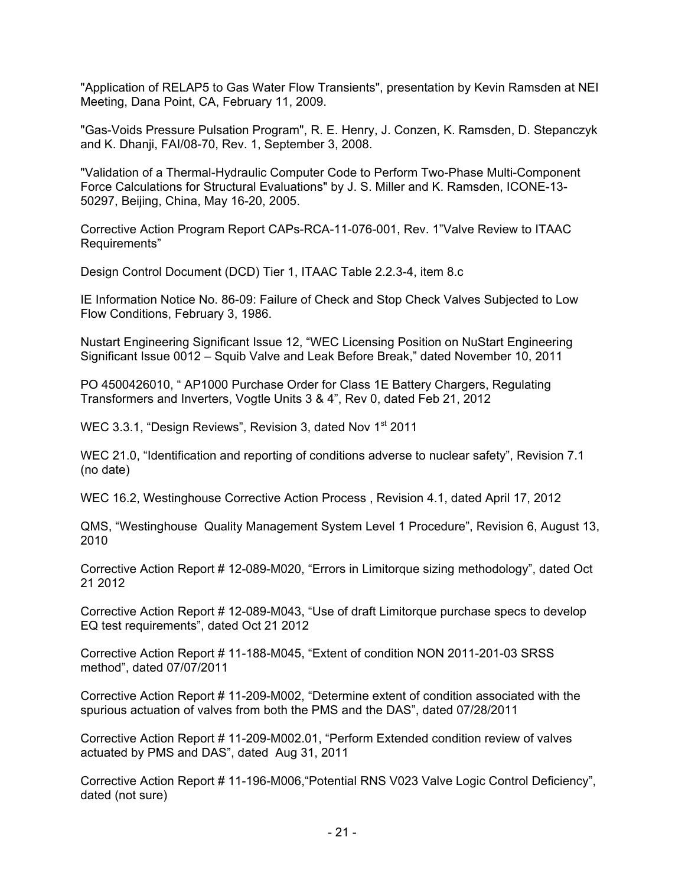"Application of RELAP5 to Gas Water Flow Transients", presentation by Kevin Ramsden at NEI Meeting, Dana Point, CA, February 11, 2009.

"Gas-Voids Pressure Pulsation Program", R. E. Henry, J. Conzen, K. Ramsden, D. Stepanczyk and K. Dhanji, FAI/08-70, Rev. 1, September 3, 2008.

"Validation of a Thermal-Hydraulic Computer Code to Perform Two-Phase Multi-Component Force Calculations for Structural Evaluations" by J. S. Miller and K. Ramsden, ICONE-13-50297, Beijing, China, May 16-20, 2005.

Corrective Action Program Report CAPs-RCA-11-076-001, Rev. 1"Valve Review to ITAAC Requirements"

Design Control Document (DCD) Tier 1, ITAAC Table 2.2.3-4, item 8.c

IE Information Notice No. 86-09: Failure of Check and Stop Check Valves Subjected to Low Flow Conditions, February 3, 1986.

Nustart Engineering Significant Issue 12, "WEC Licensing Position on NuStart Engineering Significant Issue 0012 – Squib Valve and Leak Before Break," dated November 10, 2011

PO 4500426010, " AP1000 Purchase Order for Class 1E Battery Chargers, Regulating Transformers and Inverters, Vogtle Units 3 & 4", Rev 0, dated Feb 21, 2012

WEC 3.3.1, "Design Reviews", Revision 3, dated Nov 1st 2011

WEC 21.0, "Identification and reporting of conditions adverse to nuclear safety", Revision 7.1 (no date)

WEC 16.2, Westinghouse Corrective Action Process , Revision 4.1, dated April 17, 2012

QMS, "Westinghouse Quality Management System Level 1 Procedure", Revision 6, August 13, 2010

Corrective Action Report # 12-089-M020, "Errors in Limitorque sizing methodology", dated Oct 21 2012

Corrective Action Report # 12-089-M043, "Use of draft Limitorque purchase specs to develop EQ test requirements", dated Oct 21 2012

Corrective Action Report # 11-188-M045, "Extent of condition NON 2011-201-03 SRSS method", dated 07/07/2011

Corrective Action Report # 11-209-M002, "Determine extent of condition associated with the spurious actuation of valves from both the PMS and the DAS", dated 07/28/2011

Corrective Action Report # 11-209-M002.01, "Perform Extended condition review of valves actuated by PMS and DAS", dated Aug 31, 2011

Corrective Action Report # 11-196-M006,"Potential RNS V023 Valve Logic Control Deficiency", dated (not sure)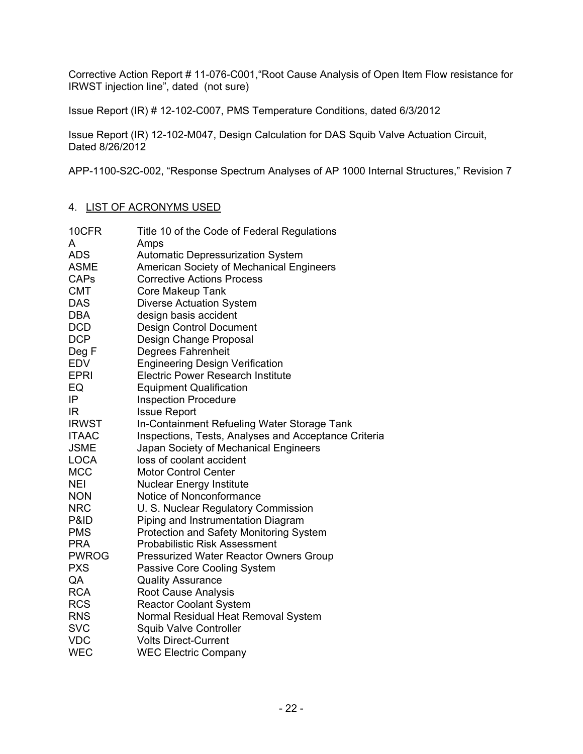Corrective Action Report # 11-076-C001,"Root Cause Analysis of Open Item Flow resistance for IRWST injection line", dated (not sure)

Issue Report (IR) # 12-102-C007, PMS Temperature Conditions, dated 6/3/2012

Issue Report (IR) 12-102-M047, Design Calculation for DAS Squib Valve Actuation Circuit, Dated 8/26/2012

APP-1100-S2C-002, "Response Spectrum Analyses of AP 1000 Internal Structures," Revision 7

## 4. LIST OF ACRONYMS USED

| | |
|---|---|
| 10CFR | Title 10 of the Code of Federal Regulations |
| A | Amps |
| ADS | Automatic Depressurization System |
| ASME | American Society of Mechanical Engineers |
| CAPs | Corrective Actions Process |
| CMT | Core Makeup Tank |
| DAS | Diverse Actuation System |
| DBA | design basis accident |
| DCD | Design Control Document |
| DCP | Design Change Proposal |
| Deg F | Degrees Fahrenheit |
| EDV | Engineering Design Verification |
| EPRI | Electric Power Research Institute |
| EQ | Equipment Qualification |
| IP | Inspection Procedure |
| IR | Issue Report |
| IRWST | In-Containment Refueling Water Storage Tank |
| ITAAC | Inspections, Tests, Analyses and Acceptance Criteria |
| JSME | Japan Society of Mechanical Engineers |
| LOCA | loss of coolant accident |
| MCC | Motor Control Center |
| NEI | Nuclear Energy Institute |
| NON | Notice of Nonconformance |
| NRC | U. S. Nuclear Regulatory Commission |
| P&ID | Piping and Instrumentation Diagram |
| PMS | Protection and Safety Monitoring System |
| PRA | Probabilistic Risk Assessment |
| PWROG | Pressurized Water Reactor Owners Group |
| PXS | Passive Core Cooling System |
| QA | Quality Assurance |
| RCA | Root Cause Analysis |
| RCS | Reactor Coolant System |
| RNS | Normal Residual Heat Removal System |
| SVC | Squib Valve Controller |
| VDC | Volts Direct-Current |
| WEC | WEC Electric Company |